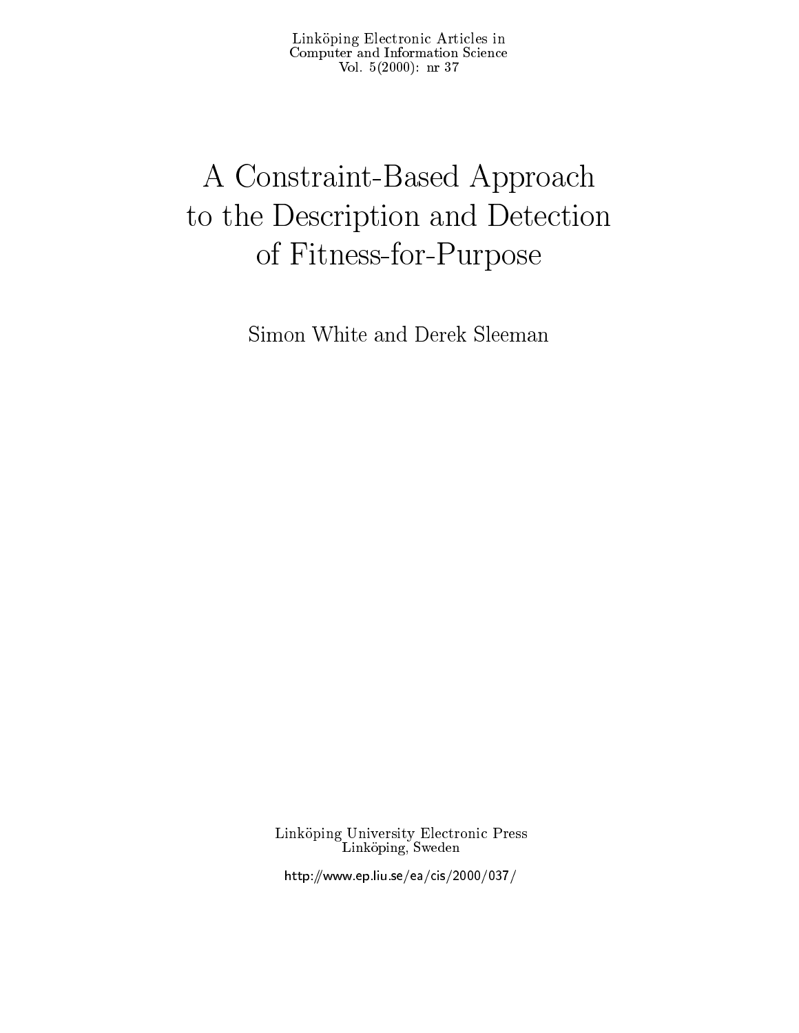Linköping Electronic Articles in
Computer and Information Science
Vol. 5(2000): nr 37

# A Constraint-Based Approach to the Description and Detection of Fitness-for-Purpose

Simon White and Derek Sleeman

Linköping University Electronic Press
Linköping, Sweden

http://www.ep.liu.se/ea/cis/2000/037/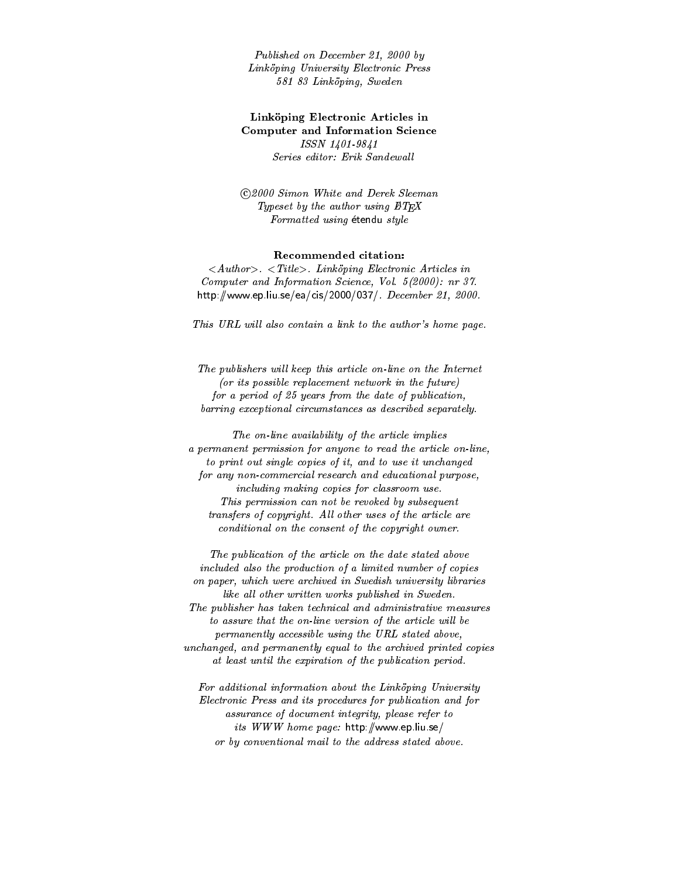*Published on December 21, 2000 by*
*Linköping University Electronic Press*
*581 83 Linköping, Sweden*

**Linköping Electronic Articles in**
**Computer and Information Science**
*ISSN 1401-9841*
*Series editor: Erik Sandewall*

*©2000 Simon White and Derek Sleeman*
*Typeset by the author using LaTeX*
*Formatted using* étendu *style*

**Recommended citation:**
*<Author>. <Title>. Linköping Electronic Articles in Computer and Information Science, Vol. 5(2000): nr 37.* http://www.ep.liu.se/ea/cis/2000/037/. *December 21, 2000.*

*This URL will also contain a link to the author's home page.*

*The publishers will keep this article on-line on the Internet (or its possible replacement network in the future) for a period of 25 years from the date of publication, barring exceptional circumstances as described separately.*

*The on-line availability of the article implies a permanent permission for anyone to read the article on-line, to print out single copies of it, and to use it unchanged for any non-commercial research and educational purpose, including making copies for classroom use. This permission can not be revoked by subsequent transfers of copyright. All other uses of the article are conditional on the consent of the copyright owner.*

*The publication of the article on the date stated above included also the production of a limited number of copies on paper, which were archived in Swedish university libraries like all other written works published in Sweden. The publisher has taken technical and administrative measures to assure that the on-line version of the article will be permanently accessible using the URL stated above, unchanged, and permanently equal to the archived printed copies at least until the expiration of the publication period.*

*For additional information about the Linköping University Electronic Press and its procedures for publication and for assurance of document integrity, please refer to its WWW home page:* http://www.ep.liu.se/ *or by conventional mail to the address stated above.*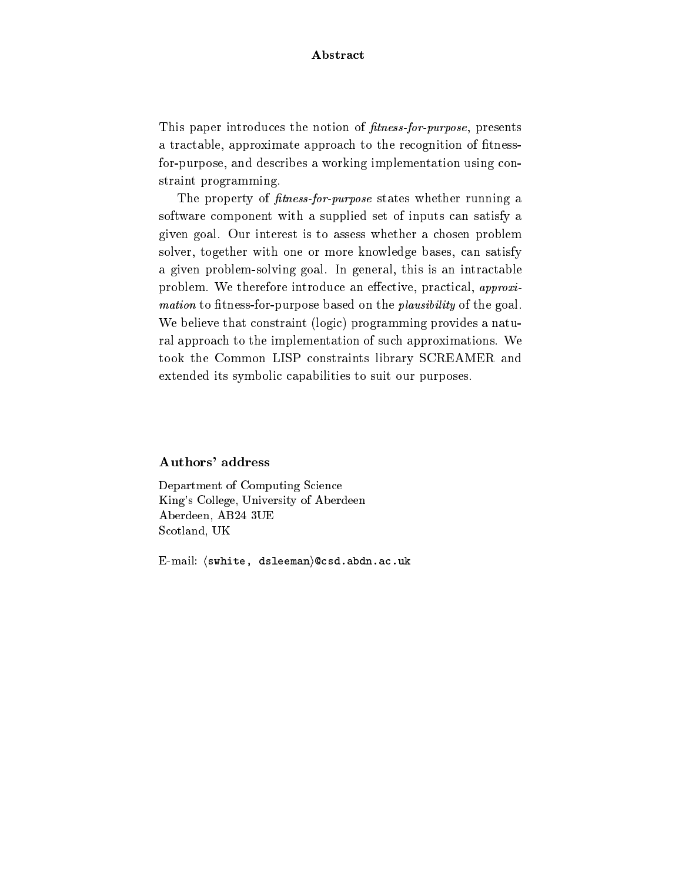# Abstract

This paper introduces the notion of *fitness-for-purpose*, presents a tractable, approximate approach to the recognition of fitness-for-purpose, and describes a working implementation using constraint programming.

The property of *fitness-for-purpose* states whether running a software component with a supplied set of inputs can satisfy a given goal. Our interest is to assess whether a chosen problem solver, together with one or more knowledge bases, can satisfy a given problem-solving goal. In general, this is an intractable problem. We therefore introduce an effective, practical, *approximation* to fitness-for-purpose based on the *plausibility* of the goal. We believe that constraint (logic) programming provides a natural approach to the implementation of such approximations. We took the Common LISP constraints library SCREAMER and extended its symbolic capabilities to suit our purposes.

## Authors' address

Department of Computing Science
King's College, University of Aberdeen
Aberdeen, AB24 3UE
Scotland, UK

E-mail: ⟨`swhite, dsleeman`⟩`@csd.abdn.ac.uk`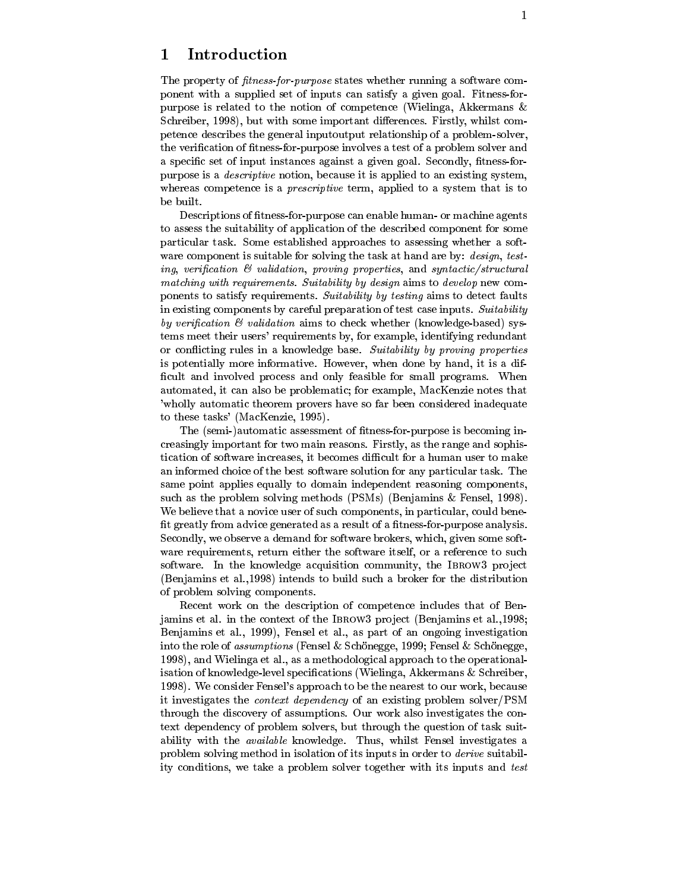# 1 Introduction

The property of *fitness-for-purpose* states whether running a software component with a supplied set of inputs can satisfy a given goal. Fitness-for-purpose is related to the notion of competence (Wielinga, Akkermans & Schreiber, 1998), but with some important differences. Firstly, whilst competence describes the general inputoutput relationship of a problem-solver, the verification of fitness-for-purpose involves a test of a problem solver and a specific set of input instances against a given goal. Secondly, fitness-for-purpose is a *descriptive* notion, because it is applied to an existing system, whereas competence is a *prescriptive* term, applied to a system that is to be built.

Descriptions of fitness-for-purpose can enable human- or machine agents to assess the suitability of application of the described component for some particular task. Some established approaches to assessing whether a software component is suitable for solving the task at hand are by: *design*, *testing*, *verification & validation*, *proving properties*, and *syntactic/structural matching with requirements*. *Suitability by design* aims to *develop* new components to satisfy requirements. *Suitability by testing* aims to detect faults in existing components by careful preparation of test case inputs. *Suitability by verification & validation* aims to check whether (knowledge-based) systems meet their users' requirements by, for example, identifying redundant or conflicting rules in a knowledge base. *Suitability by proving properties* is potentially more informative. However, when done by hand, it is a difficult and involved process and only feasible for small programs. When automated, it can also be problematic; for example, MacKenzie notes that 'wholly automatic theorem provers have so far been considered inadequate to these tasks' (MacKenzie, 1995).

The (semi-)automatic assessment of fitness-for-purpose is becoming increasingly important for two main reasons. Firstly, as the range and sophistication of software increases, it becomes difficult for a human user to make an informed choice of the best software solution for any particular task. The same point applies equally to domain independent reasoning components, such as the problem solving methods (PSMs) (Benjamins & Fensel, 1998). We believe that a novice user of such components, in particular, could benefit greatly from advice generated as a result of a fitness-for-purpose analysis. Secondly, we observe a demand for software brokers, which, given some software requirements, return either the software itself, or a reference to such software. In the knowledge acquisition community, the IBROW3 project (Benjamins et al.,1998) intends to build such a broker for the distribution of problem solving components.

Recent work on the description of competence includes that of Benjamins et al. in the context of the IBROW3 project (Benjamins et al.,1998; Benjamins et al., 1999), Fensel et al., as part of an ongoing investigation into the role of *assumptions* (Fensel & Schönegge, 1999; Fensel & Schönegge, 1998), and Wielinga et al., as a methodological approach to the operationalisation of knowledge-level specifications (Wielinga, Akkermans & Schreiber, 1998). We consider Fensel's approach to be the nearest to our work, because it investigates the *context dependency* of an existing problem solver/PSM through the discovery of assumptions. Our work also investigates the context dependency of problem solvers, but through the question of task suitability with the *available* knowledge. Thus, whilst Fensel investigates a problem solving method in isolation of its inputs in order to *derive* suitability conditions, we take a problem solver together with its inputs and *test*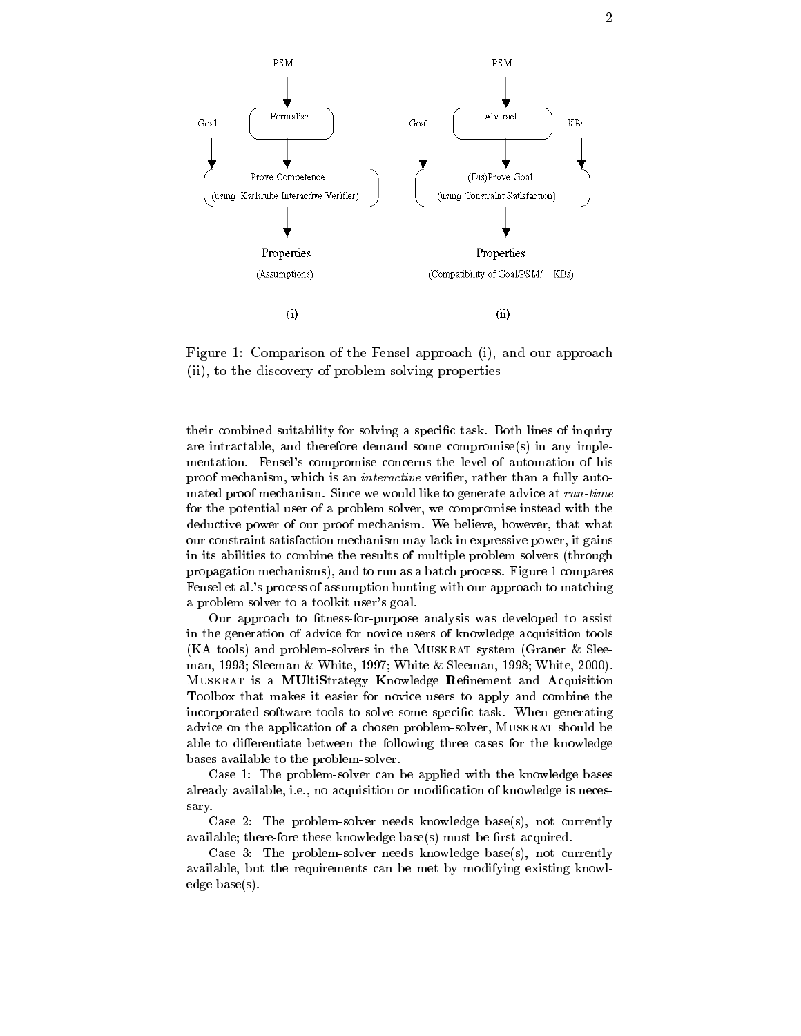Figure 1: Comparison of the Fensel approach (i), and our approach (ii), to the discovery of problem solving properties

their combined suitability for solving a specific task. Both lines of inquiry are intractable, and therefore demand some compromise(s) in any implementation. Fensel's compromise concerns the level of automation of his proof mechanism, which is an *interactive* verifier, rather than a fully automated proof mechanism. Since we would like to generate advice at *run-time* for the potential user of a problem solver, we compromise instead with the deductive power of our proof mechanism. We believe, however, that what our constraint satisfaction mechanism may lack in expressive power, it gains in its abilities to combine the results of multiple problem solvers (through propagation mechanisms), and to run as a batch process. Figure 1 compares Fensel et al.'s process of assumption hunting with our approach to matching a problem solver to a toolkit user's goal.

Our approach to fitness-for-purpose analysis was developed to assist in the generation of advice for novice users of knowledge acquisition tools (KA tools) and problem-solvers in the MUSKRAT system (Graner & Sleeman, 1993; Sleeman & White, 1997; White & Sleeman, 1998; White, 2000). MUSKRAT is a **MU**lti**S**trategy **K**nowledge **R**efinement and **A**cquisition **T**oolbox that makes it easier for novice users to apply and combine the incorporated software tools to solve some specific task. When generating advice on the application of a chosen problem-solver, MUSKRAT should be able to differentiate between the following three cases for the knowledge bases available to the problem-solver.

Case 1: The problem-solver can be applied with the knowledge bases already available, i.e., no acquisition or modification of knowledge is necessary.

Case 2: The problem-solver needs knowledge base(s), not currently available; there-fore these knowledge base(s) must be first acquired.

Case 3: The problem-solver needs knowledge base(s), not currently available, but the requirements can be met by modifying existing knowledge base(s).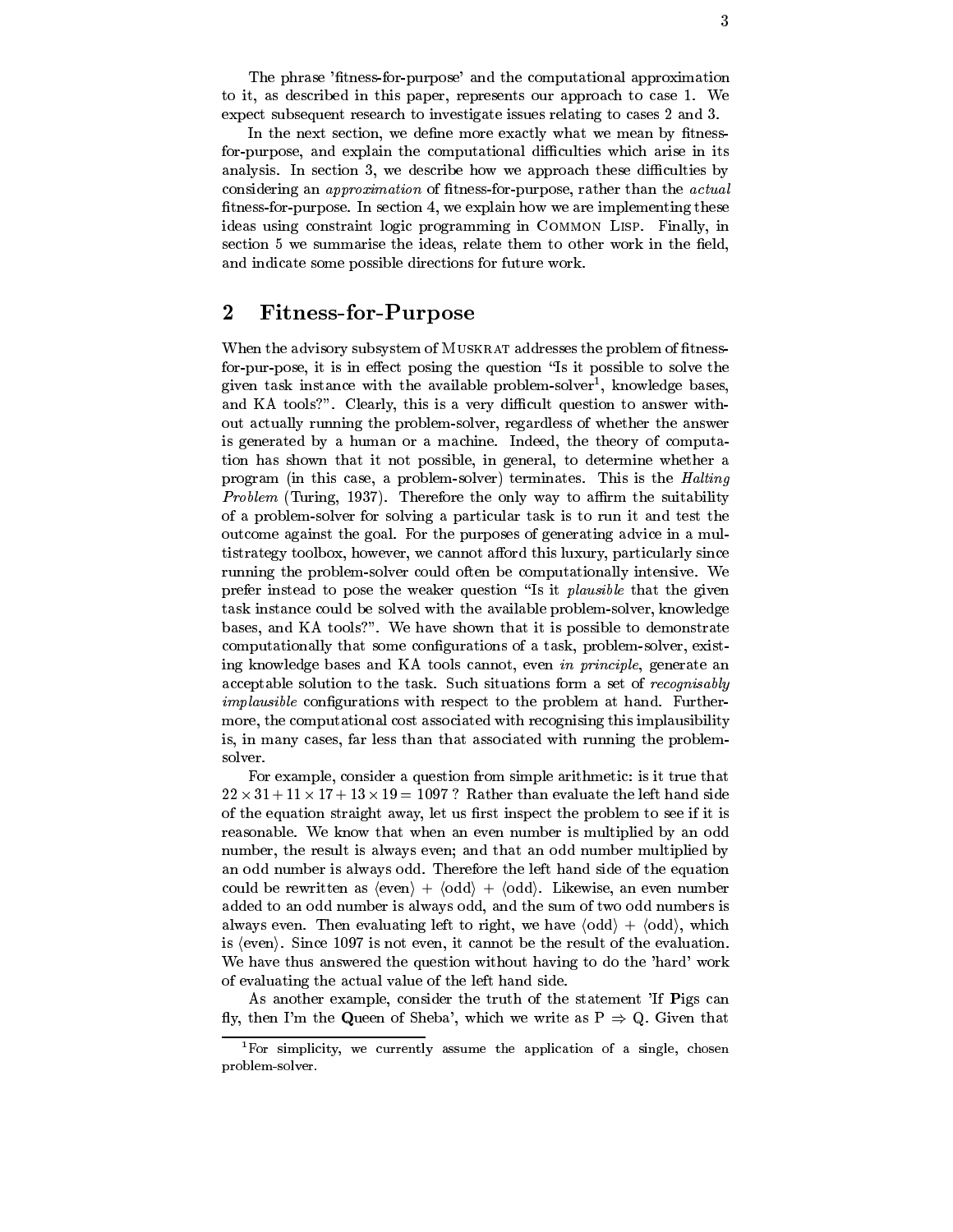The phrase 'fitness-for-purpose' and the computational approximation to it, as described in this paper, represents our approach to case 1. We expect subsequent research to investigate issues relating to cases 2 and 3.

In the next section, we define more exactly what we mean by fitness-for-purpose, and explain the computational difficulties which arise in its analysis. In section 3, we describe how we approach these difficulties by considering an *approximation* of fitness-for-purpose, rather than the *actual* fitness-for-purpose. In section 4, we explain how we are implementing these ideas using constraint logic programming in Common Lisp. Finally, in section 5 we summarise the ideas, relate them to other work in the field, and indicate some possible directions for future work.

## 2 Fitness-for-Purpose

When the advisory subsystem of Muskrat addresses the problem of fitness-for-pur-pose, it is in effect posing the question "Is it possible to solve the given task instance with the available problem-solver[1], knowledge bases, and KA tools?". Clearly, this is a very difficult question to answer without actually running the problem-solver, regardless of whether the answer is generated by a human or a machine. Indeed, the theory of computation has shown that it not possible, in general, to determine whether a program (in this case, a problem-solver) terminates. This is the *Halting Problem* (Turing, 1937). Therefore the only way to affirm the suitability of a problem-solver for solving a particular task is to run it and test the outcome against the goal. For the purposes of generating advice in a multistrategy toolbox, however, we cannot afford this luxury, particularly since running the problem-solver could often be computationally intensive. We prefer instead to pose the weaker question "Is it *plausible* that the given task instance could be solved with the available problem-solver, knowledge bases, and KA tools?". We have shown that it is possible to demonstrate computationally that some configurations of a task, problem-solver, existing knowledge bases and KA tools cannot, even *in principle*, generate an acceptable solution to the task. Such situations form a set of *recognisably implausible* configurations with respect to the problem at hand. Furthermore, the computational cost associated with recognising this implausibility is, in many cases, far less than that associated with running the problem-solver.

For example, consider a question from simple arithmetic: is it true that $22 \times 31 + 11 \times 17 + 13 \times 19 = 1097$ ? Rather than evaluate the left hand side of the equation straight away, let us first inspect the problem to see if it is reasonable. We know that when an even number is multiplied by an odd number, the result is always even; and that an odd number multiplied by an odd number is always odd. Therefore the left hand side of the equation could be rewritten as $\langle\text{even}\rangle + \langle\text{odd}\rangle + \langle\text{odd}\rangle$. Likewise, an even number added to an odd number is always odd, and the sum of two odd numbers is always even. Then evaluating left to right, we have $\langle\text{odd}\rangle + \langle\text{odd}\rangle$, which is $\langle\text{even}\rangle$. Since 1097 is not even, it cannot be the result of the evaluation. We have thus answered the question without having to do the 'hard' work of evaluating the actual value of the left hand side.

As another example, consider the truth of the statement 'If **P**igs can fly, then I'm the **Q**ueen of Sheba', which we write as $P \Rightarrow Q$. Given that

[1] For simplicity, we currently assume the application of a single, chosen problem-solver.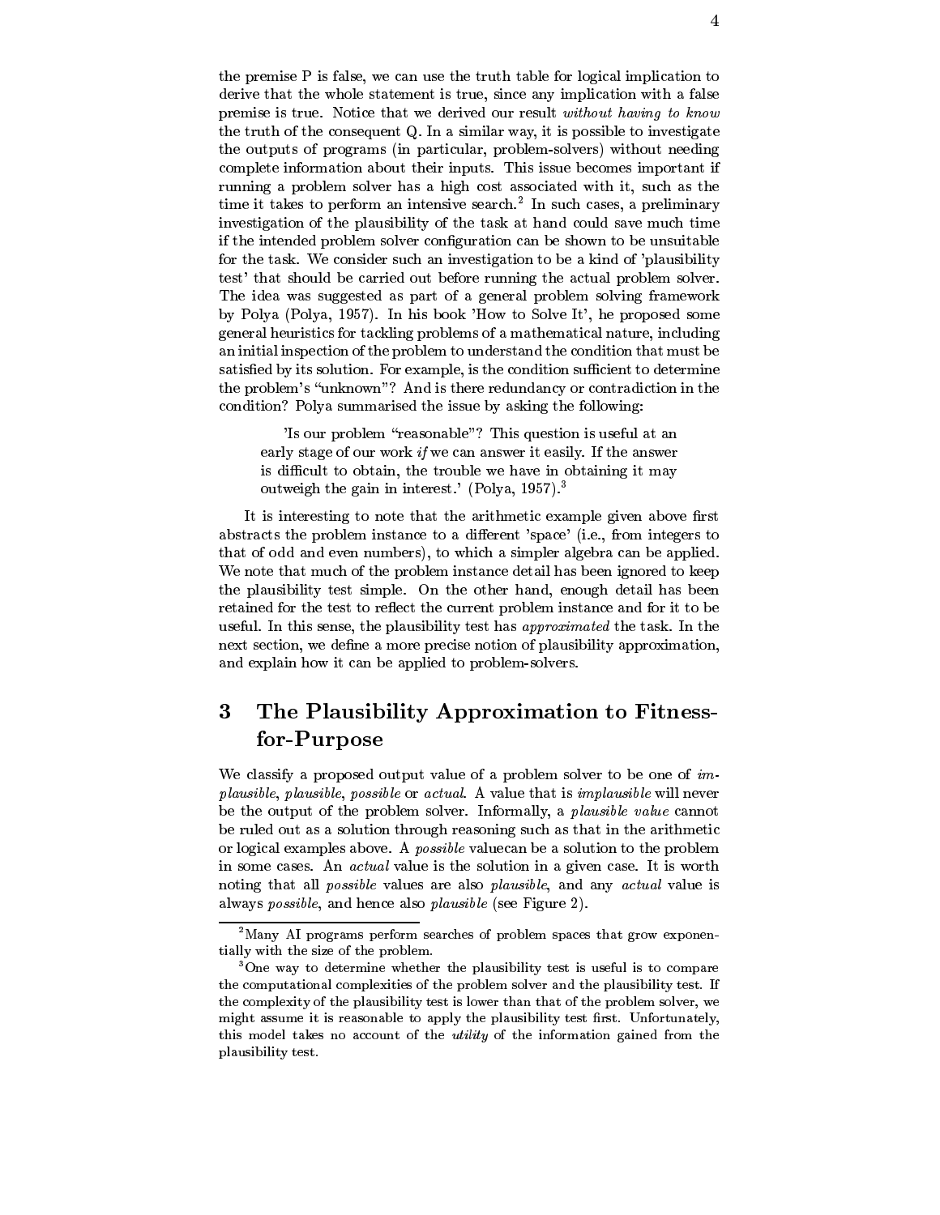the premise P is false, we can use the truth table for logical implication to derive that the whole statement is true, since any implication with a false premise is true. Notice that we derived our result *without having to know* the truth of the consequent Q. In a similar way, it is possible to investigate the outputs of programs (in particular, problem-solvers) without needing complete information about their inputs. This issue becomes important if running a problem solver has a high cost associated with it, such as the time it takes to perform an intensive search.[2] In such cases, a preliminary investigation of the plausibility of the task at hand could save much time if the intended problem solver configuration can be shown to be unsuitable for the task. We consider such an investigation to be a kind of 'plausibility test' that should be carried out before running the actual problem solver. The idea was suggested as part of a general problem solving framework by Polya (Polya, 1957). In his book 'How to Solve It', he proposed some general heuristics for tackling problems of a mathematical nature, including an initial inspection of the problem to understand the condition that must be satisfied by its solution. For example, is the condition sufficient to determine the problem's "unknown"? And is there redundancy or contradiction in the condition? Polya summarised the issue by asking the following:

> 'Is our problem "reasonable"? This question is useful at an early stage of our work *if* we can answer it easily. If the answer is difficult to obtain, the trouble we have in obtaining it may outweigh the gain in interest.' (Polya, 1957).[3]

It is interesting to note that the arithmetic example given above first abstracts the problem instance to a different 'space' (i.e., from integers to that of odd and even numbers), to which a simpler algebra can be applied. We note that much of the problem instance detail has been ignored to keep the plausibility test simple. On the other hand, enough detail has been retained for the test to reflect the current problem instance and for it to be useful. In this sense, the plausibility test has *approximated* the task. In the next section, we define a more precise notion of plausibility approximation, and explain how it can be applied to problem-solvers.

# 3 The Plausibility Approximation to Fitness-for-Purpose

We classify a proposed output value of a problem solver to be one of *implausible*, *plausible*, *possible* or *actual*. A value that is *implausible* will never be the output of the problem solver. Informally, a *plausible value* cannot be ruled out as a solution through reasoning such as that in the arithmetic or logical examples above. A *possible* valuecan be a solution to the problem in some cases. An *actual* value is the solution in a given case. It is worth noting that all *possible* values are also *plausible*, and any *actual* value is always *possible*, and hence also *plausible* (see Figure 2).

---

[2] Many AI programs perform searches of problem spaces that grow exponentially with the size of the problem.

[3] One way to determine whether the plausibility test is useful is to compare the computational complexities of the problem solver and the plausibility test. If the complexity of the plausibility test is lower than that of the problem solver, we might assume it is reasonable to apply the plausibility test first. Unfortunately, this model takes no account of the *utility* of the information gained from the plausibility test.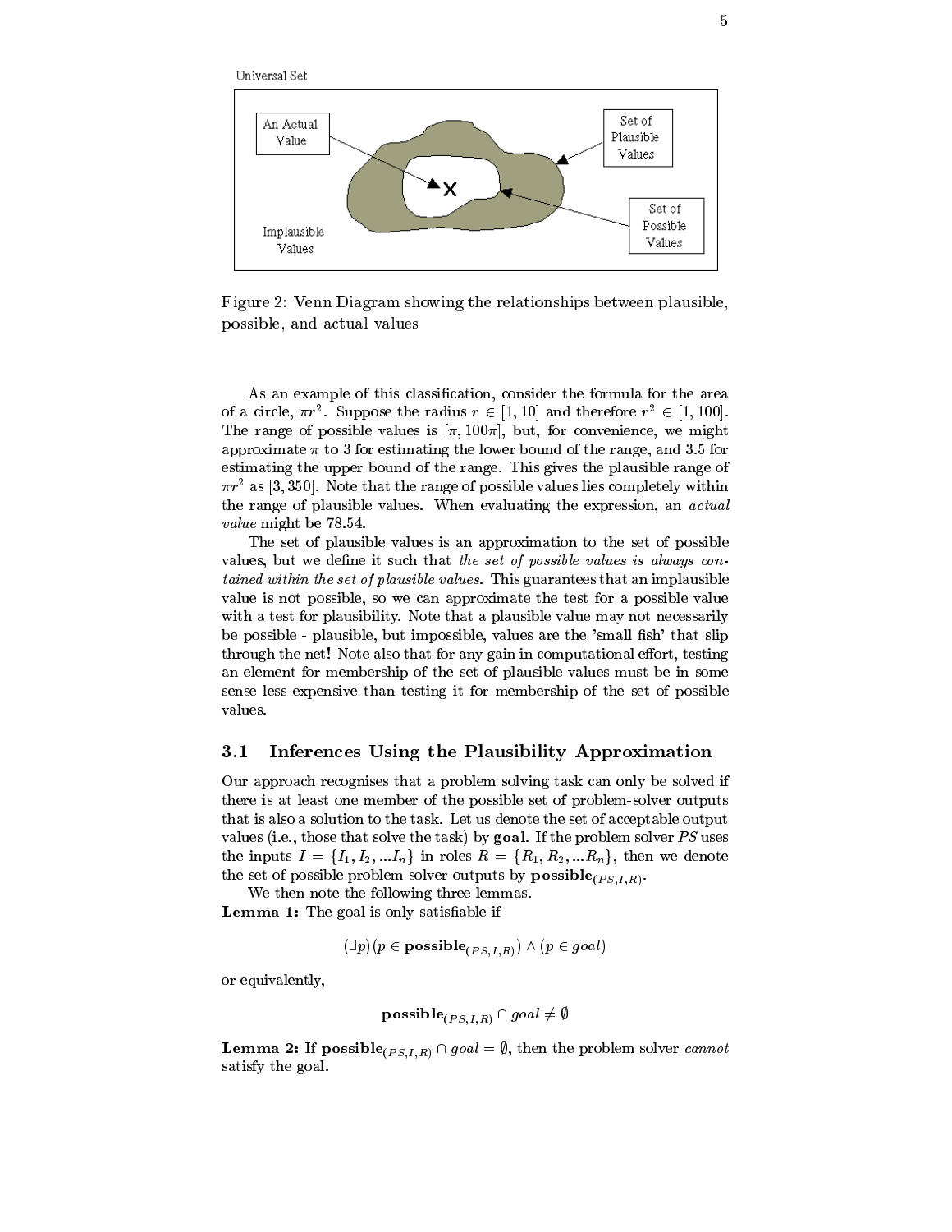Universal Set

An Actual Value

Set of Plausible Values

Set of Possible Values

Implausible Values

Figure 2: Venn Diagram showing the relationships between plausible, possible, and actual values

As an example of this classification, consider the formula for the area of a circle, $\pi r^2$. Suppose the radius $r \in [1, 10]$ and therefore $r^2 \in [1, 100]$. The range of possible values is $[\pi, 100\pi]$, but, for convenience, we might approximate $\pi$ to 3 for estimating the lower bound of the range, and 3.5 for estimating the upper bound of the range. This gives the plausible range of $\pi r^2$ as $[3, 350]$. Note that the range of possible values lies completely within the range of plausible values. When evaluating the expression, an *actual value* might be 78.54.

The set of plausible values is an approximation to the set of possible values, but we define it such that *the set of possible values is always contained within the set of plausible values.* This guarantees that an implausible value is not possible, so we can approximate the test for a possible value with a test for plausibility. Note that a plausible value may not necessarily be possible - plausible, but impossible, values are the 'small fish' that slip through the net! Note also that for any gain in computational effort, testing an element for membership of the set of plausible values must be in some sense less expensive than testing it for membership of the set of possible values.

## 3.1 Inferences Using the Plausibility Approximation

Our approach recognises that a problem solving task can only be solved if there is at least one member of the possible set of problem-solver outputs that is also a solution to the task. Let us denote the set of acceptable output values (i.e., those that solve the task) by **goal**. If the problem solver $PS$ uses the inputs $I = \{I_1, I_2, ...I_n\}$ in roles $R = \{R_1, R_2, ...R_n\}$, then we denote the set of possible problem solver outputs by $\mathbf{possible}_{(PS,I,R)}$.

We then note the following three lemmas.

**Lemma 1:** The goal is only satisfiable if

$$(\exists p)(p \in \mathbf{possible}_{(PS,I,R)}) \wedge (p \in goal)$$

or equivalently,

$$\mathbf{possible}_{(PS,I,R)} \cap goal \neq \emptyset$$

**Lemma 2:** If $\mathbf{possible}_{(PS,I,R)} \cap goal = \emptyset$, then the problem solver *cannot* satisfy the goal.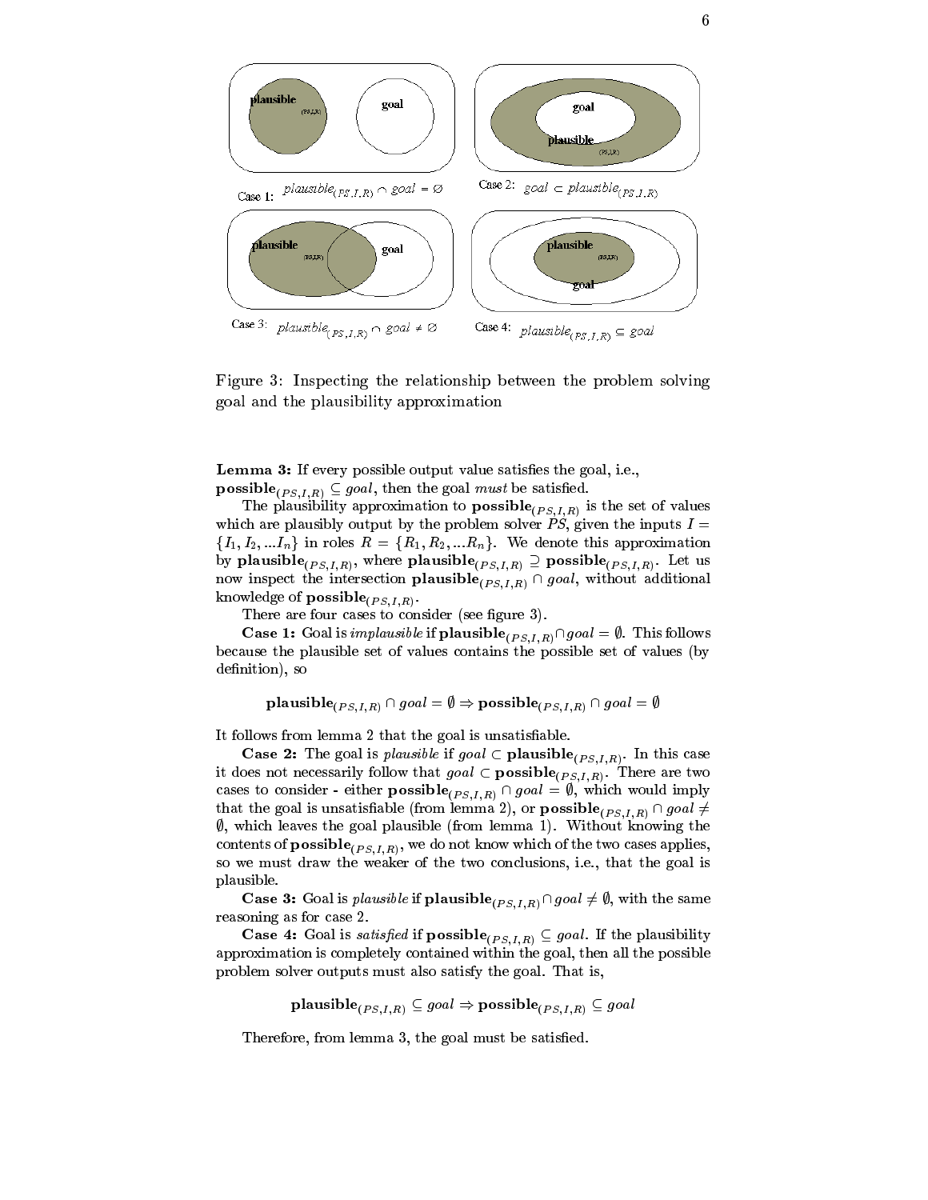Case 1: $plausible_{(PS,I,R)} \cap goal = \emptyset$

Case 2: $goal \subset plausible_{(PS,I,R)}$

Case 3: $plausible_{(PS,I,R)} \cap goal \neq \emptyset$

Case 4: $plausible_{(PS,I,R)} \subseteq goal$

Figure 3: Inspecting the relationship between the problem solving goal and the plausibility approximation

**Lemma 3:** If every possible output value satisfies the goal, i.e., $\mathbf{possible}_{(PS,I,R)} \subseteq goal$, then the goal *must* be satisfied.

The plausibility approximation to $\mathbf{possible}_{(PS,I,R)}$ is the set of values which are plausibly output by the problem solver $PS$, given the inputs $I = \{I_1, I_2, ...I_n\}$ in roles $R = \{R_1, R_2, ...R_n\}$. We denote this approximation by $\mathbf{plausible}_{(PS,I,R)}$, where $\mathbf{plausible}_{(PS,I,R)} \supseteq \mathbf{possible}_{(PS,I,R)}$. Let us now inspect the intersection $\mathbf{plausible}_{(PS,I,R)} \cap goal$, without additional knowledge of $\mathbf{possible}_{(PS,I,R)}$.

There are four cases to consider (see figure 3).

**Case 1:** Goal is *implausible* if $\mathbf{plausible}_{(PS,I,R)} \cap goal = \emptyset$. This follows because the plausible set of values contains the possible set of values (by definition), so

$$\mathbf{plausible}_{(PS,I,R)} \cap goal = \emptyset \Rightarrow \mathbf{possible}_{(PS,I,R)} \cap goal = \emptyset$$

It follows from lemma 2 that the goal is unsatisfiable.

**Case 2:** The goal is *plausible* if $goal \subset \mathbf{plausible}_{(PS,I,R)}$. In this case it does not necessarily follow that $goal \subset \mathbf{possible}_{(PS,I,R)}$. There are two cases to consider - either $\mathbf{possible}_{(PS,I,R)} \cap goal = \emptyset$, which would imply that the goal is unsatisfiable (from lemma 2), or $\mathbf{possible}_{(PS,I,R)} \cap goal \neq \emptyset$, which leaves the goal plausible (from lemma 1). Without knowing the contents of $\mathbf{possible}_{(PS,I,R)}$, we do not know which of the two cases applies, so we must draw the weaker of the two conclusions, i.e., that the goal is plausible.

**Case 3:** Goal is *plausible* if $\mathbf{plausible}_{(PS,I,R)} \cap goal \neq \emptyset$, with the same reasoning as for case 2.

**Case 4:** Goal is *satisfied* if $\mathbf{possible}_{(PS,I,R)} \subseteq goal$. If the plausibility approximation is completely contained within the goal, then all the possible problem solver outputs must also satisfy the goal. That is,

$$\mathbf{plausible}_{(PS,I,R)} \subseteq goal \Rightarrow \mathbf{possible}_{(PS,I,R)} \subseteq goal$$

Therefore, from lemma 3, the goal must be satisfied.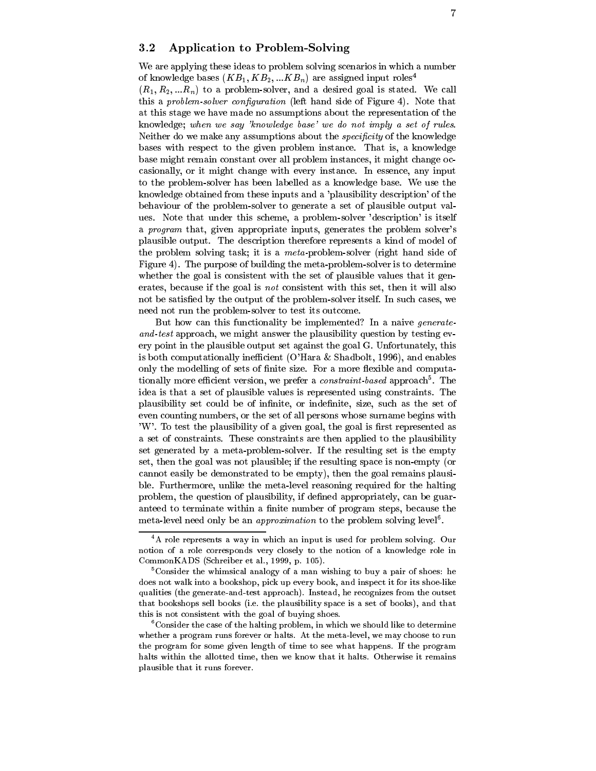### 3.2 Application to Problem-Solving

We are applying these ideas to problem solving scenarios in which a number of knowledge bases ($KB_1, KB_2, ...KB_n$) are assigned input roles[4] ($R_1, R_2, ...R_n$) to a problem-solver, and a desired goal is stated. We call this a *problem-solver configuration* (left hand side of Figure 4). Note that at this stage we have made no assumptions about the representation of the knowledge; *when we say 'knowledge base' we do not imply a set of rules.* Neither do we make any assumptions about the *specificity* of the knowledge bases with respect to the given problem instance. That is, a knowledge base might remain constant over all problem instances, it might change occasionally, or it might change with every instance. In essence, any input to the problem-solver has been labelled as a knowledge base. We use the knowledge obtained from these inputs and a 'plausibility description' of the behaviour of the problem-solver to generate a set of plausible output values. Note that under this scheme, a problem-solver 'description' is itself a *program* that, given appropriate inputs, generates the problem solver's plausible output. The description therefore represents a kind of model of the problem solving task; it is a *meta*-problem-solver (right hand side of Figure 4). The purpose of building the meta-problem-solver is to determine whether the goal is consistent with the set of plausible values that it generates, because if the goal is *not* consistent with this set, then it will also not be satisfied by the output of the problem-solver itself. In such cases, we need not run the problem-solver to test its outcome.

But how can this functionality be implemented? In a naive *generate-and-test* approach, we might answer the plausibility question by testing every point in the plausible output set against the goal G. Unfortunately, this is both computationally inefficient (O'Hara & Shadbolt, 1996), and enables only the modelling of sets of finite size. For a more flexible and computationally more efficient version, we prefer a *constraint-based* approach[5]. The idea is that a set of plausible values is represented using constraints. The plausibility set could be of infinite, or indefinite, size, such as the set of even counting numbers, or the set of all persons whose surname begins with 'W'. To test the plausibility of a given goal, the goal is first represented as a set of constraints. These constraints are then applied to the plausibility set generated by a meta-problem-solver. If the resulting set is the empty set, then the goal was not plausible; if the resulting space is non-empty (or cannot easily be demonstrated to be empty), then the goal remains plausible. Furthermore, unlike the meta-level reasoning required for the halting problem, the question of plausibility, if defined appropriately, can be guaranteed to terminate within a finite number of program steps, because the meta-level need only be an *approximation* to the problem solving level[6].

---

[4] A role represents a way in which an input is used for problem solving. Our notion of a role corresponds very closely to the notion of a knowledge role in CommonKADS (Schreiber et al., 1999, p. 105).

[5] Consider the whimsical analogy of a man wishing to buy a pair of shoes: he does not walk into a bookshop, pick up every book, and inspect it for its shoe-like qualities (the generate-and-test approach). Instead, he recognizes from the outset that bookshops sell books (i.e. the plausibility space is a set of books), and that this is not consistent with the goal of buying shoes.

[6] Consider the case of the halting problem, in which we should like to determine whether a program runs forever or halts. At the meta-level, we may choose to run the program for some given length of time to see what happens. If the program halts within the allotted time, then we know that it halts. Otherwise it remains plausible that it runs forever.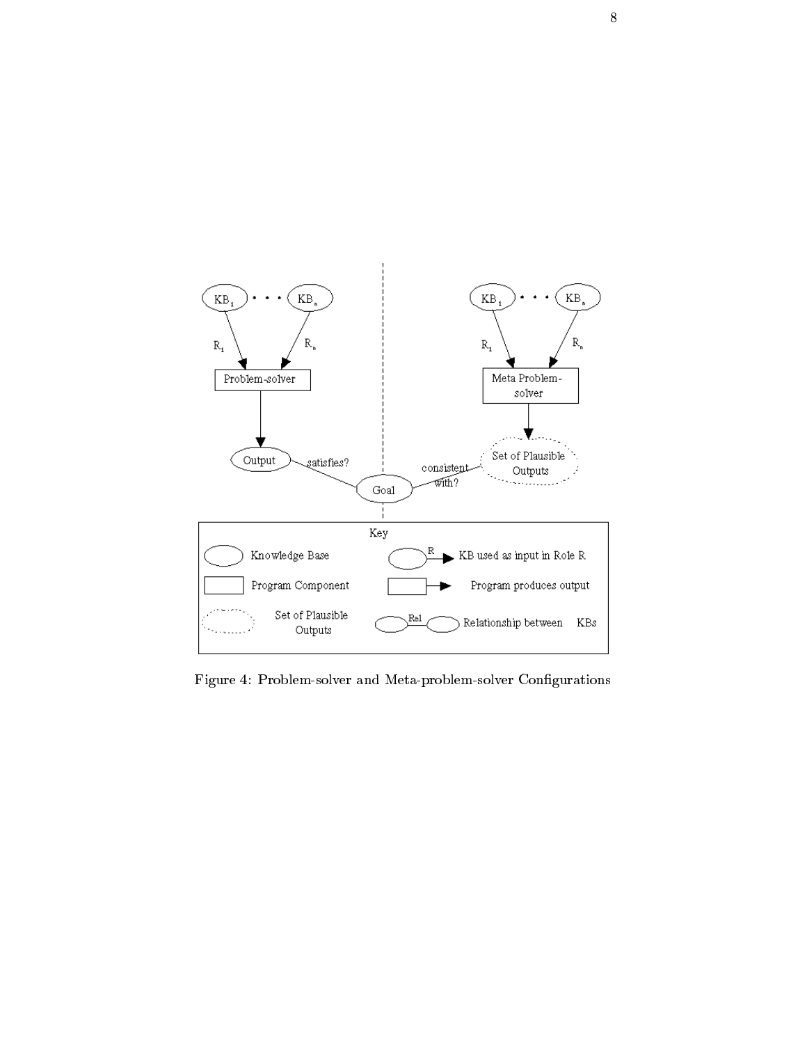Figure 4: Problem-solver and Meta-problem-solver Configurations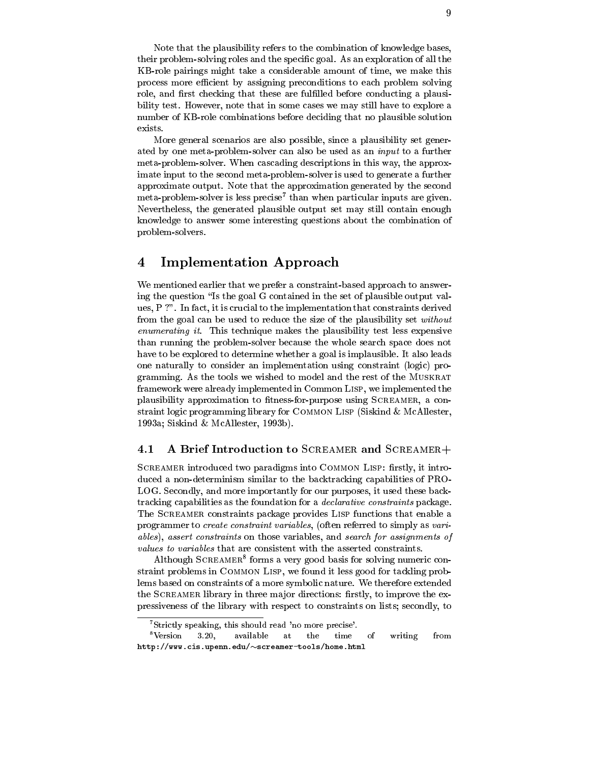Note that the plausibility refers to the combination of knowledge bases, their problem-solving roles and the specific goal. As an exploration of all the KB-role pairings might take a considerable amount of time, we make this process more efficient by assigning preconditions to each problem solving role, and first checking that these are fulfilled before conducting a plausibility test. However, note that in some cases we may still have to explore a number of KB-role combinations before deciding that no plausible solution exists.

More general scenarios are also possible, since a plausibility set generated by one meta-problem-solver can also be used as an *input* to a further meta-problem-solver. When cascading descriptions in this way, the approximate input to the second meta-problem-solver is used to generate a further approximate output. Note that the approximation generated by the second meta-problem-solver is less precise[7] than when particular inputs are given. Nevertheless, the generated plausible output set may still contain enough knowledge to answer some interesting questions about the combination of problem-solvers.

# 4 Implementation Approach

We mentioned earlier that we prefer a constraint-based approach to answering the question "Is the goal G contained in the set of plausible output values, P ?". In fact, it is crucial to the implementation that constraints derived from the goal can be used to reduce the size of the plausibility set *without enumerating it*. This technique makes the plausibility test less expensive than running the problem-solver because the whole search space does not have to be explored to determine whether a goal is implausible. It also leads one naturally to consider an implementation using constraint (logic) programming. As the tools we wished to model and the rest of the MUSKRAT framework were already implemented in Common LISP, we implemented the plausibility approximation to fitness-for-purpose using SCREAMER, a constraint logic programming library for COMMON LISP (Siskind & McAllester, 1993a; Siskind & McAllester, 1993b).

## 4.1 A Brief Introduction to SCREAMER and SCREAMER+

SCREAMER introduced two paradigms into COMMON LISP: firstly, it introduced a non-determinism similar to the backtracking capabilities of PROLOG. Secondly, and more importantly for our purposes, it used these backtracking capabilities as the foundation for a *declarative constraints* package. The SCREAMER constraints package provides LISP functions that enable a programmer to *create constraint variables*, (often referred to simply as *variables*), *assert constraints* on those variables, and *search for assignments of values to variables* that are consistent with the asserted constraints.

Although SCREAMER[8] forms a very good basis for solving numeric constraint problems in COMMON LISP, we found it less good for tackling problems based on constraints of a more symbolic nature. We therefore extended the SCREAMER library in three major directions: firstly, to improve the expressiveness of the library with respect to constraints on lists; secondly, to

[7] Strictly speaking, this should read 'no more precise'.

[8] Version 3.20, available at the time of writing from **http://www.cis.upenn.edu/~screamer-tools/home.html**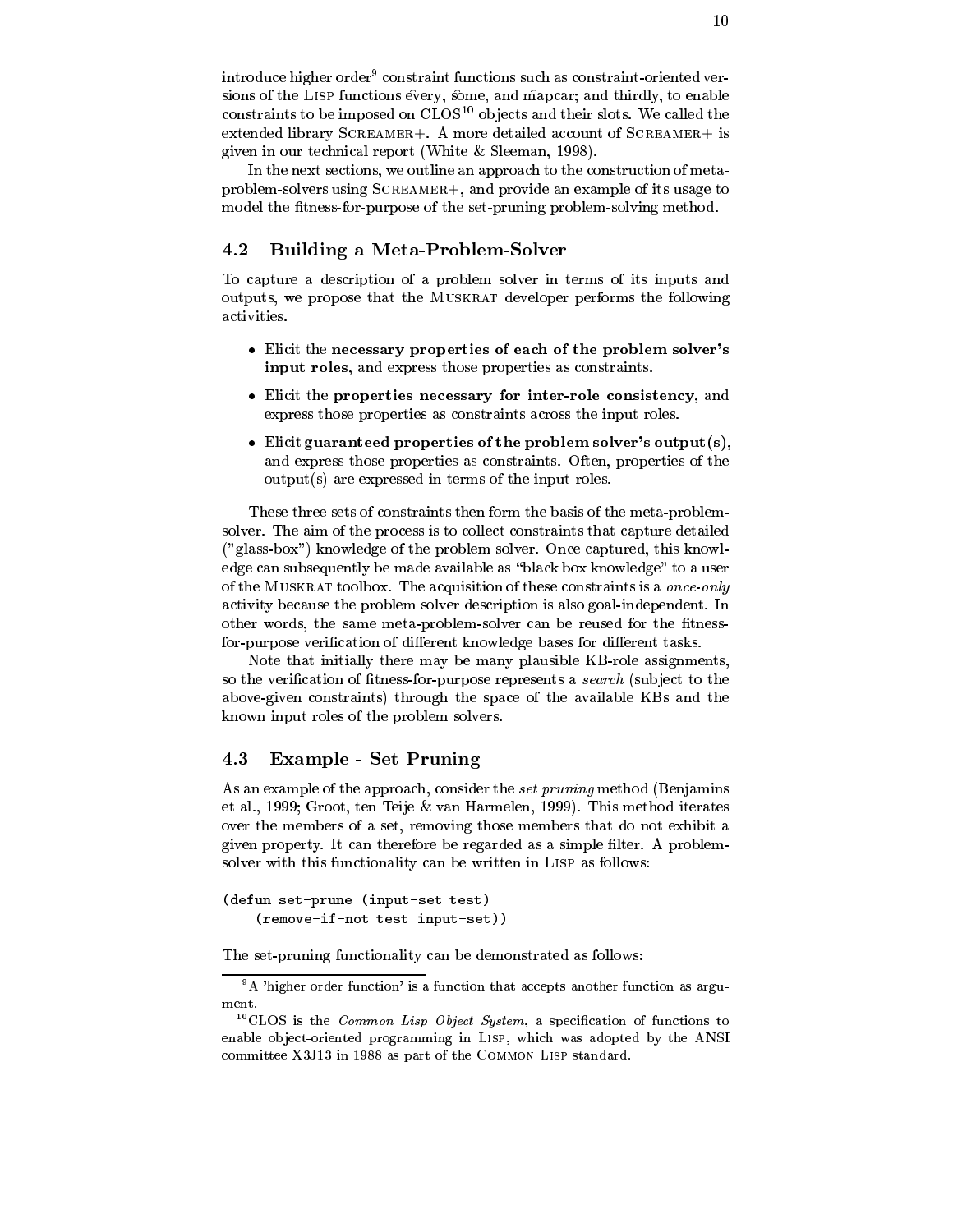introduce higher order[9] constraint functions such as constraint-oriented versions of the LISP functions every, some, and mapcar; and thirdly, to enable constraints to be imposed on CLOS[10] objects and their slots. We called the extended library SCREAMER+. A more detailed account of SCREAMER+ is given in our technical report (White & Sleeman, 1998).

In the next sections, we outline an approach to the construction of meta-problem-solvers using SCREAMER+, and provide an example of its usage to model the fitness-for-purpose of the set-pruning problem-solving method.

## 4.2 Building a Meta-Problem-Solver

To capture a description of a problem solver in terms of its inputs and outputs, we propose that the MUSKRAT developer performs the following activities.

- Elicit the **necessary properties of each of the problem solver's input roles**, and express those properties as constraints.
- Elicit the **properties necessary for inter-role consistency**, and express those properties as constraints across the input roles.
- Elicit **guaranteed properties of the problem solver's output(s)**, and express those properties as constraints. Often, properties of the output(s) are expressed in terms of the input roles.

These three sets of constraints then form the basis of the meta-problem-solver. The aim of the process is to collect constraints that capture detailed ("glass-box") knowledge of the problem solver. Once captured, this knowledge can subsequently be made available as "black box knowledge" to a user of the MUSKRAT toolbox. The acquisition of these constraints is a *once-only* activity because the problem solver description is also goal-independent. In other words, the same meta-problem-solver can be reused for the fitness-for-purpose verification of different knowledge bases for different tasks.

Note that initially there may be many plausible KB-role assignments, so the verification of fitness-for-purpose represents a *search* (subject to the above-given constraints) through the space of the available KBs and the known input roles of the problem solvers.

## 4.3 Example - Set Pruning

As an example of the approach, consider the *set pruning* method (Benjamins et al., 1999; Groot, ten Teije & van Harmelen, 1999). This method iterates over the members of a set, removing those members that do not exhibit a given property. It can therefore be regarded as a simple filter. A problem-solver with this functionality can be written in LISP as follows:

```
(defun set-prune (input-set test)
    (remove-if-not test input-set))
```

The set-pruning functionality can be demonstrated as follows:

[9] A 'higher order function' is a function that accepts another function as argument.

[10] CLOS is the *Common Lisp Object System*, a specification of functions to enable object-oriented programming in LISP, which was adopted by the ANSI committee X3J13 in 1988 as part of the COMMON LISP standard.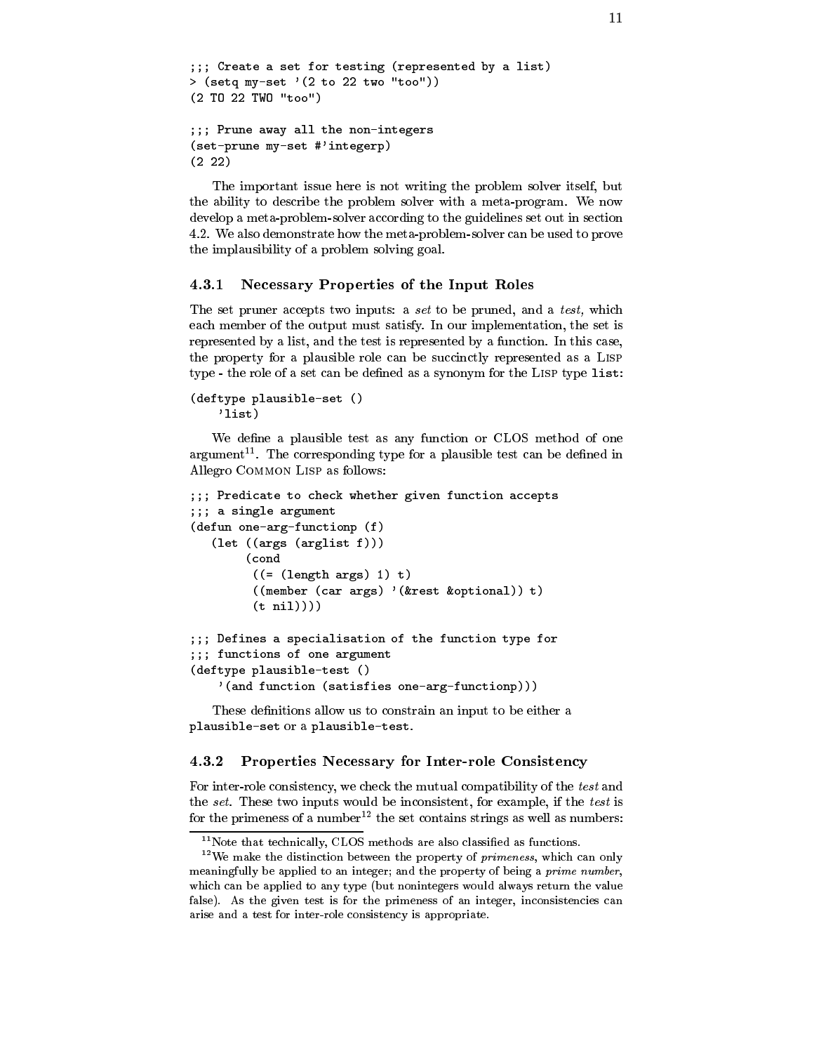```
;;; Create a set for testing (represented by a list)
> (setq my-set '(2 to 22 two "too"))
(2 TO 22 TWO "too")

;;; Prune away all the non-integers
(set-prune my-set #'integerp)
(2 22)
```

The important issue here is not writing the problem solver itself, but the ability to describe the problem solver with a meta-program. We now develop a meta-problem-solver according to the guidelines set out in section 4.2. We also demonstrate how the meta-problem-solver can be used to prove the implausibility of a problem solving goal.

### 4.3.1 Necessary Properties of the Input Roles

The set pruner accepts two inputs: a *set* to be pruned, and a *test,* which each member of the output must satisfy. In our implementation, the set is represented by a list, and the test is represented by a function. In this case, the property for a plausible role can be succinctly represented as a LISP type - the role of a set can be defined as a synonym for the LISP type `list`:

```
(deftype plausible-set ()
    'list)
```

We define a plausible test as any function or CLOS method of one argument[11]. The corresponding type for a plausible test can be defined in Allegro COMMON LISP as follows:

```
;;; Predicate to check whether given function accepts
;;; a single argument
(defun one-arg-functionp (f)
   (let ((args (arglist f)))
        (cond
         ((= (length args) 1) t)
         ((member (car args) '(&rest &optional)) t)
         (t nil))))

;;; Defines a specialisation of the function type for
;;; functions of one argument
(deftype plausible-test ()
    '(and function (satisfies one-arg-functionp)))
```

These definitions allow us to constrain an input to be either a `plausible-set` or a `plausible-test`.

### 4.3.2 Properties Necessary for Inter-role Consistency

For inter-role consistency, we check the mutual compatibility of the *test* and the *set*. These two inputs would be inconsistent, for example, if the *test* is for the primeness of a number[12] the set contains strings as well as numbers:

[11] Note that technically, CLOS methods are also classified as functions.

[12] We make the distinction between the property of *primeness*, which can only meaningfully be applied to an integer; and the property of being a *prime number*, which can be applied to any type (but nonintegers would always return the value false). As the given test is for the primeness of an integer, inconsistencies can arise and a test for inter-role consistency is appropriate.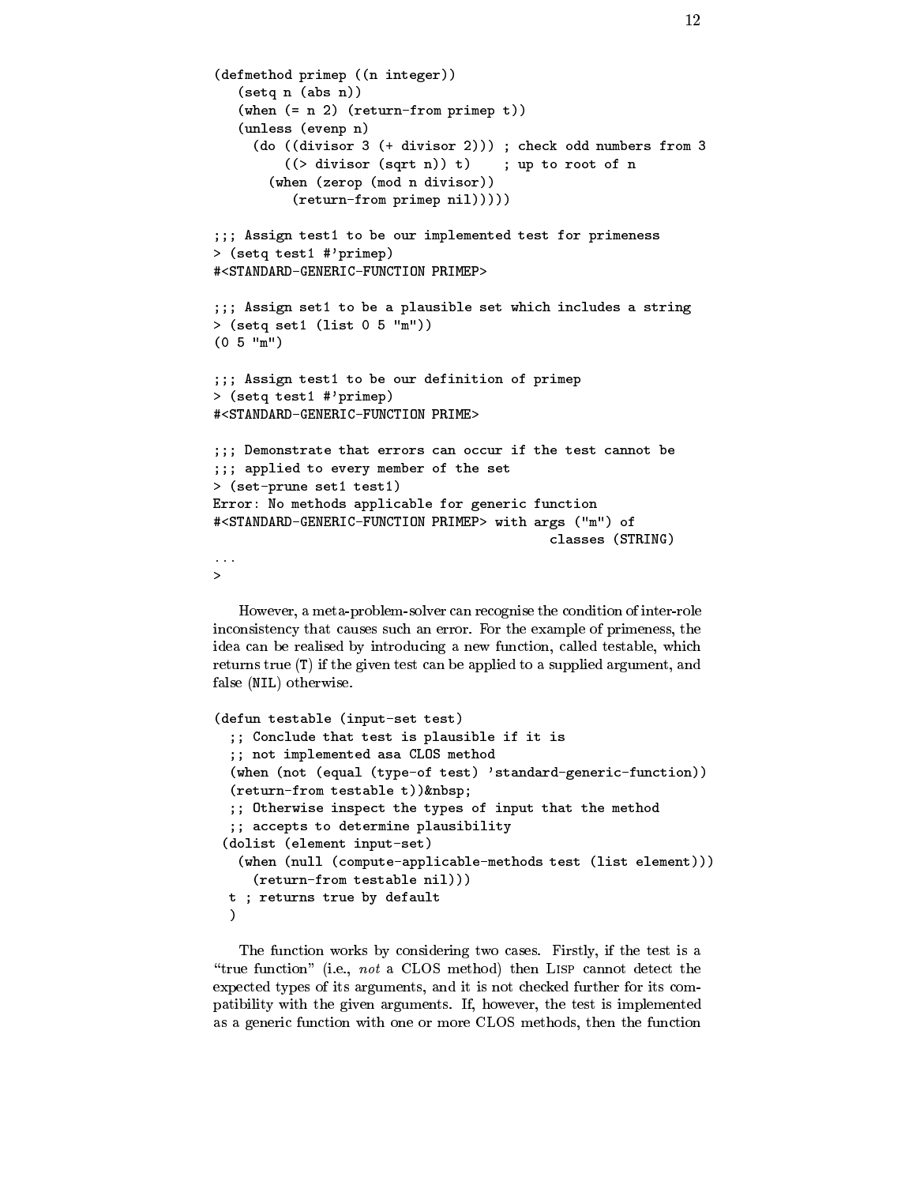```
(defmethod primep ((n integer))
   (setq n (abs n))
   (when (= n 2) (return-from primep t))
   (unless (evenp n)
     (do ((divisor 3 (+ divisor 2))) ; check odd numbers from 3
         ((> divisor (sqrt n)) t)    ; up to root of n
       (when (zerop (mod n divisor))
          (return-from primep nil)))))

;;; Assign test1 to be our implemented test for primeness
> (setq test1 #'primep)
#<STANDARD-GENERIC-FUNCTION PRIMEP>

;;; Assign set1 to be a plausible set which includes a string
> (setq set1 (list 0 5 "m"))
(0 5 "m")

;;; Assign test1 to be our definition of primep
> (setq test1 #'primep)
#<STANDARD-GENERIC-FUNCTION PRIME>

;;; Demonstrate that errors can occur if the test cannot be
;;; applied to every member of the set
> (set-prune set1 test1)
Error: No methods applicable for generic function
#<STANDARD-GENERIC-FUNCTION PRIMEP> with args ("m") of
                                            classes (STRING)
...
>
```

However, a meta-problem-solver can recognise the condition of inter-role inconsistency that causes such an error. For the example of primeness, the idea can be realised by introducing a new function, called testable, which returns true (T) if the given test can be applied to a supplied argument, and false (NIL) otherwise.

```
(defun testable (input-set test)
  ;; Conclude that test is plausible if it is
  ;; not implemented asa CLOS method
  (when (not (equal (type-of test) 'standard-generic-function))
  (return-from testable t))&nbsp;
  ;; Otherwise inspect the types of input that the method
  ;; accepts to determine plausibility
 (dolist (element input-set)
   (when (null (compute-applicable-methods test (list element)))
     (return-from testable nil)))
  t ; returns true by default
  )
```

The function works by considering two cases. Firstly, if the test is a "true function" (i.e., *not* a CLOS method) then LISP cannot detect the expected types of its arguments, and it is not checked further for its compatibility with the given arguments. If, however, the test is implemented as a generic function with one or more CLOS methods, then the function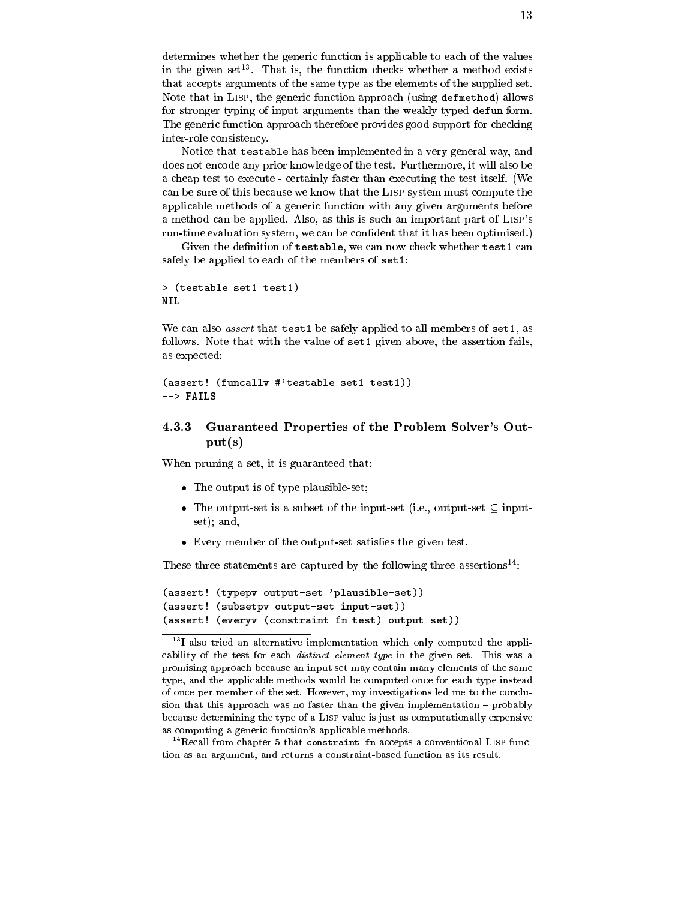determines whether the generic function is applicable to each of the values in the given set[13]. That is, the function checks whether a method exists that accepts arguments of the same type as the elements of the supplied set. Note that in Lisp, the generic function approach (using `defmethod`) allows for stronger typing of input arguments than the weakly typed `defun` form. The generic function approach therefore provides good support for checking inter-role consistency.

Notice that `testable` has been implemented in a very general way, and does not encode any prior knowledge of the test. Furthermore, it will also be a cheap test to execute - certainly faster than executing the test itself. (We can be sure of this because we know that the Lisp system must compute the applicable methods of a generic function with any given arguments before a method can be applied. Also, as this is such an important part of Lisp's run-time evaluation system, we can be confident that it has been optimised.)

Given the definition of `testable`, we can now check whether `test1` can safely be applied to each of the members of `set1`:

```
> (testable set1 test1)
NIL
```

We can also *assert* that `test1` be safely applied to all members of `set1`, as follows. Note that with the value of `set1` given above, the assertion fails, as expected:

```
(assert! (funcallv #'testable set1 test1))
--> FAILS
```

### 4.3.3 Guaranteed Properties of the Problem Solver's Output(s)

When pruning a set, it is guaranteed that:

- The output is of type plausible-set;
- The output-set is a subset of the input-set (i.e., output-set $\subseteq$ input-set); and,
- Every member of the output-set satisfies the given test.

These three statements are captured by the following three assertions[14]:

```
(assert! (typepv output-set 'plausible-set))
(assert! (subsetpv output-set input-set))
(assert! (everyv (constraint-fn test) output-set))
```

---

[13] I also tried an alternative implementation which only computed the applicability of the test for each *distinct element type* in the given set. This was a promising approach because an input set may contain many elements of the same type, and the applicable methods would be computed once for each type instead of once per member of the set. However, my investigations led me to the conclusion that this approach was no faster than the given implementation – probably because determining the type of a Lisp value is just as computationally expensive as computing a generic function's applicable methods.

[14] Recall from chapter 5 that `constraint-fn` accepts a conventional Lisp function as an argument, and returns a constraint-based function as its result.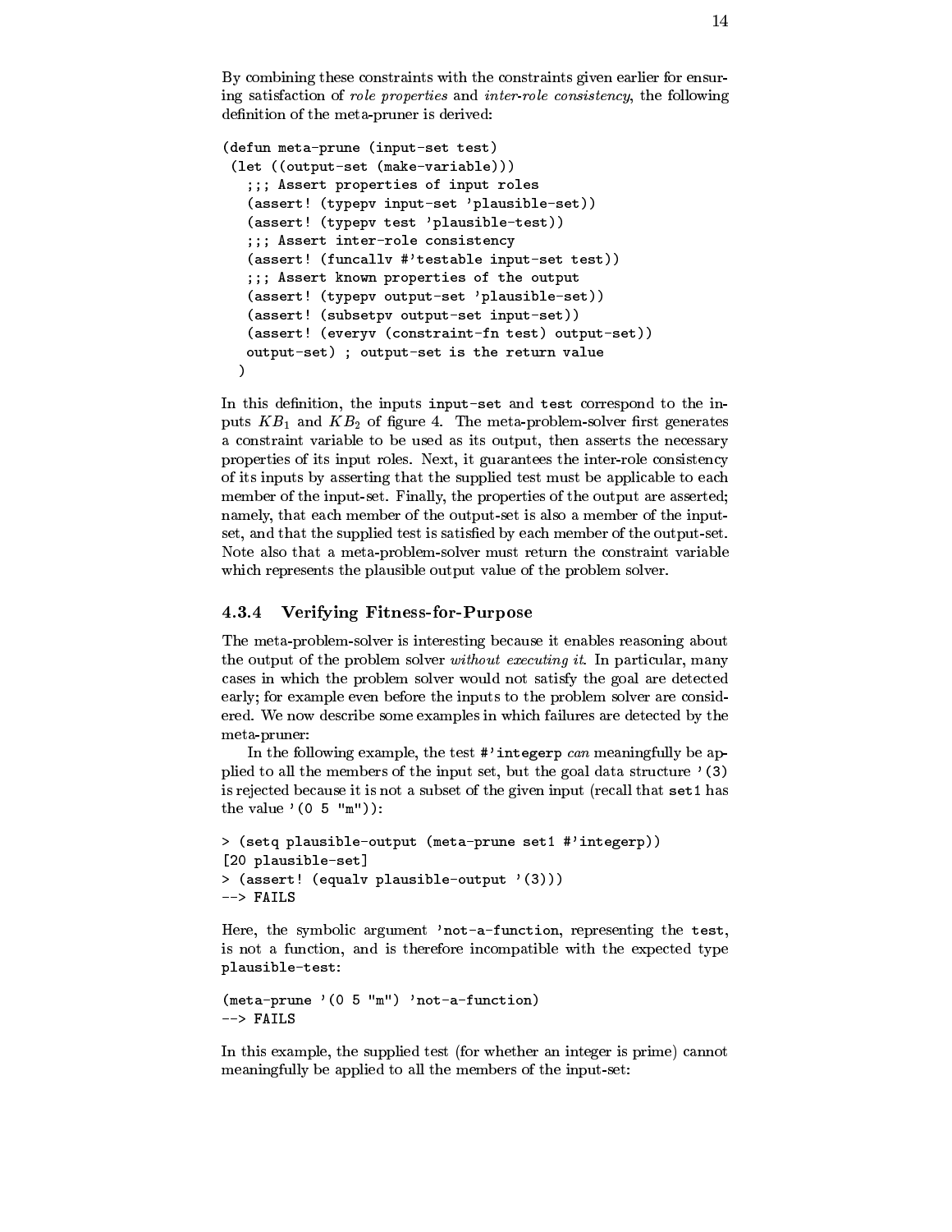By combining these constraints with the constraints given earlier for ensuring satisfaction of *role properties* and *inter-role consistency*, the following definition of the meta-pruner is derived:

```
(defun meta-prune (input-set test)
 (let ((output-set (make-variable)))
   ;;; Assert properties of input roles
   (assert! (typepv input-set 'plausible-set))
   (assert! (typepv test 'plausible-test))
   ;;; Assert inter-role consistency
   (assert! (funcallv #'testable input-set test))
   ;;; Assert known properties of the output
   (assert! (typepv output-set 'plausible-set))
   (assert! (subsetpv output-set input-set))
   (assert! (everyv (constraint-fn test) output-set))
   output-set) ; output-set is the return value
  )
```

In this definition, the inputs `input-set` and `test` correspond to the inputs $KB_1$ and $KB_2$ of figure 4. The meta-problem-solver first generates a constraint variable to be used as its output, then asserts the necessary properties of its input roles. Next, it guarantees the inter-role consistency of its inputs by asserting that the supplied test must be applicable to each member of the input-set. Finally, the properties of the output are asserted; namely, that each member of the output-set is also a member of the input-set, and that the supplied test is satisfied by each member of the output-set. Note also that a meta-problem-solver must return the constraint variable which represents the plausible output value of the problem solver.

### 4.3.4 Verifying Fitness-for-Purpose

The meta-problem-solver is interesting because it enables reasoning about the output of the problem solver *without executing it*. In particular, many cases in which the problem solver would not satisfy the goal are detected early; for example even before the inputs to the problem solver are considered. We now describe some examples in which failures are detected by the meta-pruner:

In the following example, the test `#'integerp` *can* meaningfully be applied to all the members of the input set, but the goal data structure `'(3)` is rejected because it is not a subset of the given input (recall that `set1` has the value `'(0 5 "m")`):

```
> (setq plausible-output (meta-prune set1 #'integerp))
[20 plausible-set]
> (assert! (equalv plausible-output '(3)))
--> FAILS
```

Here, the symbolic argument `'not-a-function`, representing the `test`, is not a function, and is therefore incompatible with the expected type `plausible-test`:

```
(meta-prune '(0 5 "m") 'not-a-function)
--> FAILS
```

In this example, the supplied test (for whether an integer is prime) cannot meaningfully be applied to all the members of the input-set: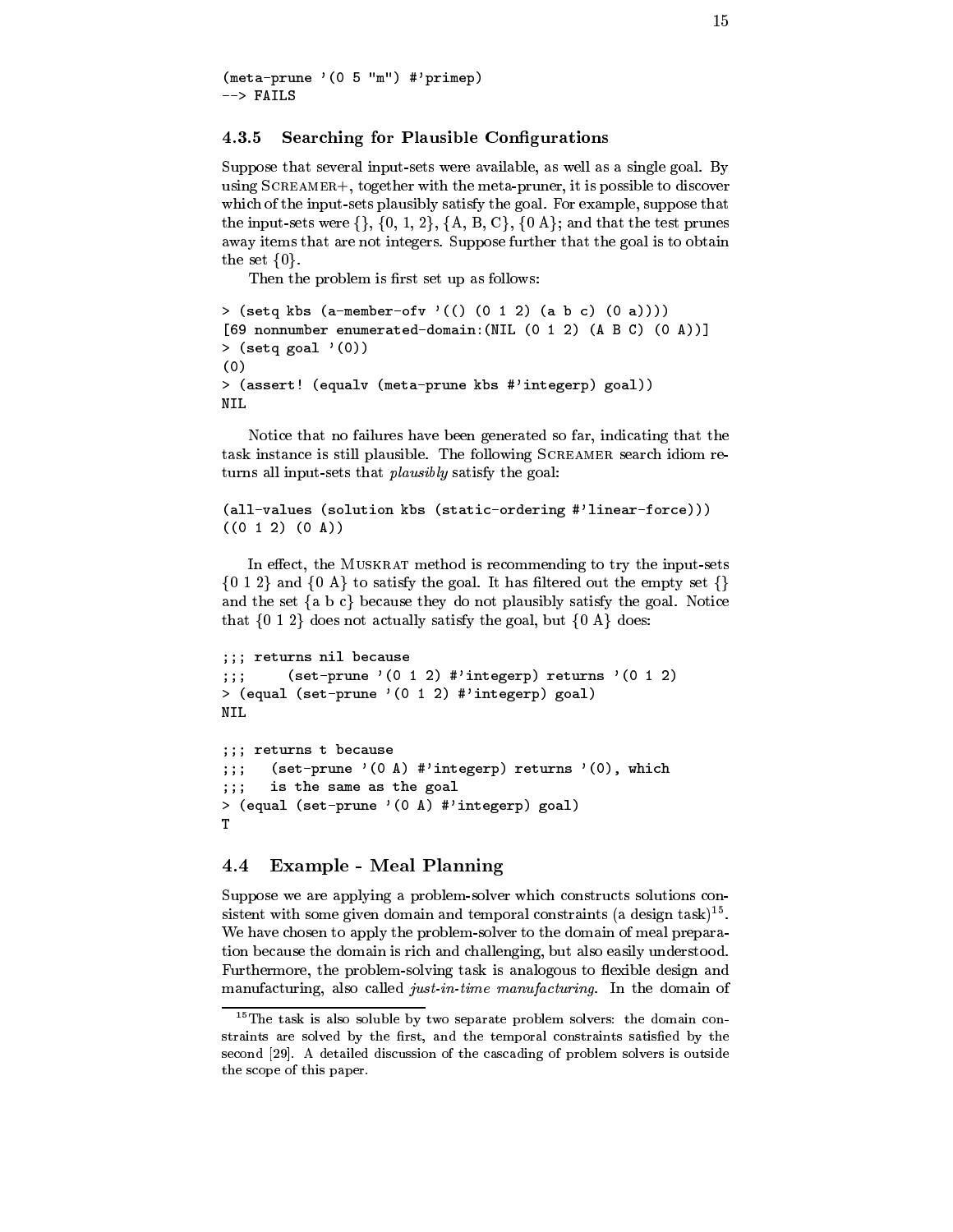```
(meta-prune '(0 5 "m") #'primep)
--> FAILS
```

### 4.3.5 Searching for Plausible Configurations

Suppose that several input-sets were available, as well as a single goal. By using SCREAMER+, together with the meta-pruner, it is possible to discover which of the input-sets plausibly satisfy the goal. For example, suppose that the input-sets were {}, {0, 1, 2}, {A, B, C}, {0 A}; and that the test prunes away items that are not integers. Suppose further that the goal is to obtain the set {0}.

Then the problem is first set up as follows:

```
> (setq kbs (a-member-ofv '(() (0 1 2) (a b c) (0 a))))
[69 nonnumber enumerated-domain:(NIL (0 1 2) (A B C) (0 A))]
> (setq goal '(0))
(0)
> (assert! (equalv (meta-prune kbs #'integerp) goal))
NIL
```

Notice that no failures have been generated so far, indicating that the task instance is still plausible. The following SCREAMER search idiom returns all input-sets that *plausibly* satisfy the goal:

```
(all-values (solution kbs (static-ordering #'linear-force)))
((0 1 2) (0 A))
```

In effect, the MUSKRAT method is recommending to try the input-sets {0 1 2} and {0 A} to satisfy the goal. It has filtered out the empty set {} and the set {a b c} because they do not plausibly satisfy the goal. Notice that {0 1 2} does not actually satisfy the goal, but {0 A} does:

```
;;; returns nil because
;;;     (set-prune '(0 1 2) #'integerp) returns '(0 1 2)
> (equal (set-prune '(0 1 2) #'integerp) goal)
NIL

;;; returns t because
;;;   (set-prune '(0 A) #'integerp) returns '(0), which
;;;   is the same as the goal
> (equal (set-prune '(0 A) #'integerp) goal)
T
```

## 4.4 Example - Meal Planning

Suppose we are applying a problem-solver which constructs solutions consistent with some given domain and temporal constraints (a design task)[15]. We have chosen to apply the problem-solver to the domain of meal preparation because the domain is rich and challenging, but also easily understood. Furthermore, the problem-solving task is analogous to flexible design and manufacturing, also called *just-in-time manufacturing*. In the domain of

[15] The task is also soluble by two separate problem solvers: the domain constraints are solved by the first, and the temporal constraints satisfied by the second [29]. A detailed discussion of the cascading of problem solvers is outside the scope of this paper.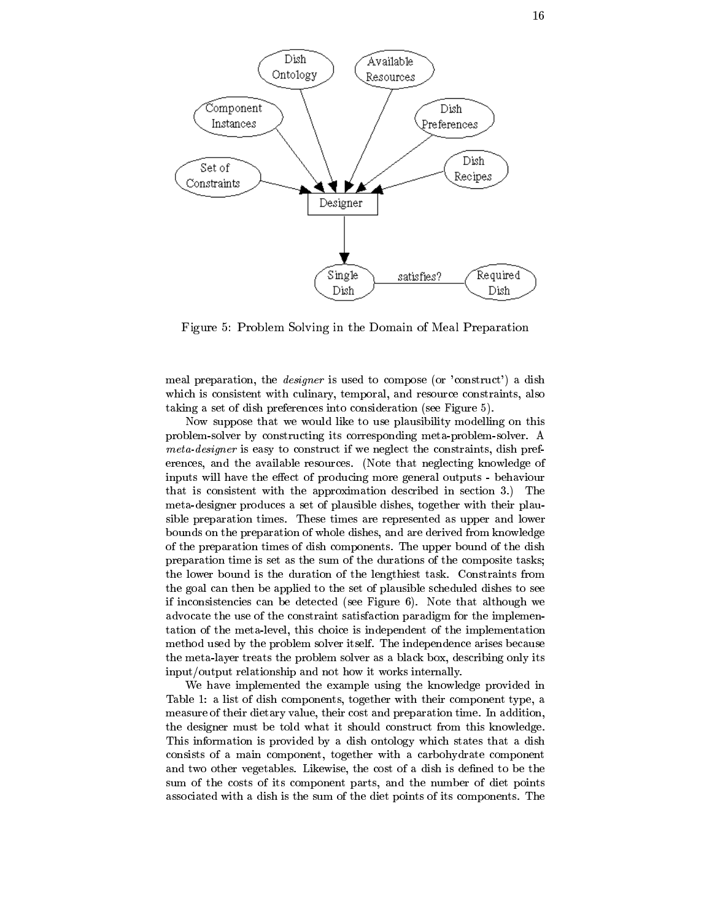Figure 5: Problem Solving in the Domain of Meal Preparation

meal preparation, the *designer* is used to compose (or 'construct') a dish which is consistent with culinary, temporal, and resource constraints, also taking a set of dish preferences into consideration (see Figure 5).

Now suppose that we would like to use plausibility modelling on this problem-solver by constructing its corresponding meta-problem-solver. A *meta-designer* is easy to construct if we neglect the constraints, dish preferences, and the available resources. (Note that neglecting knowledge of inputs will have the effect of producing more general outputs - behaviour that is consistent with the approximation described in section 3.) The meta-designer produces a set of plausible dishes, together with their plausible preparation times. These times are represented as upper and lower bounds on the preparation of whole dishes, and are derived from knowledge of the preparation times of dish components. The upper bound of the dish preparation time is set as the sum of the durations of the composite tasks; the lower bound is the duration of the lengthiest task. Constraints from the goal can then be applied to the set of plausible scheduled dishes to see if inconsistencies can be detected (see Figure 6). Note that although we advocate the use of the constraint satisfaction paradigm for the implementation of the meta-level, this choice is independent of the implementation method used by the problem solver itself. The independence arises because the meta-layer treats the problem solver as a black box, describing only its input/output relationship and not how it works internally.

We have implemented the example using the knowledge provided in Table 1: a list of dish components, together with their component type, a measure of their dietary value, their cost and preparation time. In addition, the designer must be told what it should construct from this knowledge. This information is provided by a dish ontology which states that a dish consists of a main component, together with a carbohydrate component and two other vegetables. Likewise, the cost of a dish is defined to be the sum of the costs of its component parts, and the number of diet points associated with a dish is the sum of the diet points of its components. The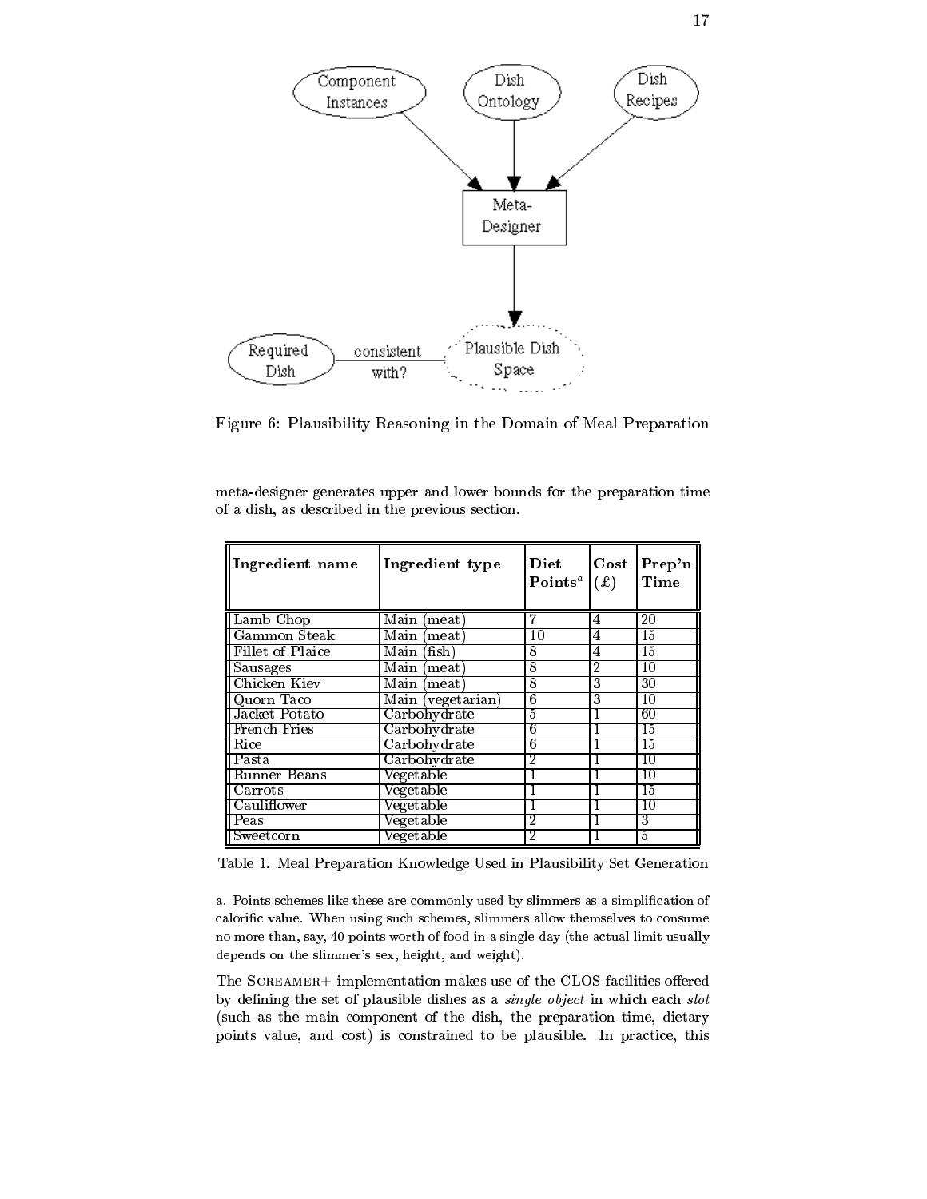Figure 6: Plausibility Reasoning in the Domain of Meal Preparation

meta-designer generates upper and lower bounds for the preparation time of a dish, as described in the previous section.

| **Ingredient name** | **Ingredient type** | **Diet Points**[a] | **Cost (£)** | **Prep'n Time** |
|---|---|---|---|---|
| Lamb Chop | Main (meat) | 7 | 4 | 20 |
| Gammon Steak | Main (meat) | 10 | 4 | 15 |
| Fillet of Plaice | Main (fish) | 8 | 4 | 15 |
| Sausages | Main (meat) | 8 | 2 | 10 |
| Chicken Kiev | Main (meat) | 8 | 3 | 30 |
| Quorn Taco | Main (vegetarian) | 6 | 3 | 10 |
| Jacket Potato | Carbohydrate | 5 | 1 | 60 |
| French Fries | Carbohydrate | 6 | 1 | 15 |
| Rice | Carbohydrate | 6 | 1 | 15 |
| Pasta | Carbohydrate | 2 | 1 | 10 |
| Runner Beans | Vegetable | 1 | 1 | 10 |
| Carrots | Vegetable | 1 | 1 | 15 |
| Cauliflower | Vegetable | 1 | 1 | 10 |
| Peas | Vegetable | 2 | 1 | 3 |
| Sweetcorn | Vegetable | 2 | 1 | 5 |

Table 1. Meal Preparation Knowledge Used in Plausibility Set Generation

a. Points schemes like these are commonly used by slimmers as a simplification of calorific value. When using such schemes, slimmers allow themselves to consume no more than, say, 40 points worth of food in a single day (the actual limit usually depends on the slimmer's sex, height, and weight).

The SCREAMER+ implementation makes use of the CLOS facilities offered by defining the set of plausible dishes as a *single object* in which each *slot* (such as the main component of the dish, the preparation time, dietary points value, and cost) is constrained to be plausible. In practice, this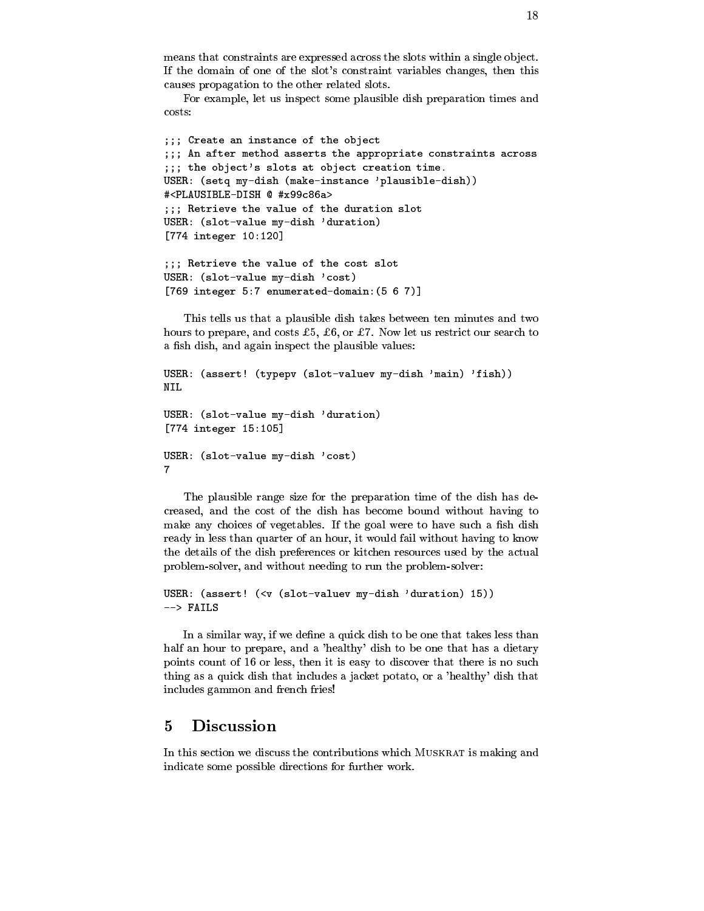means that constraints are expressed across the slots within a single object. If the domain of one of the slot's constraint variables changes, then this causes propagation to the other related slots.

For example, let us inspect some plausible dish preparation times and costs:

```
;;; Create an instance of the object
;;; An after method asserts the appropriate constraints across
;;; the object's slots at object creation time.
USER: (setq my-dish (make-instance 'plausible-dish))
#<PLAUSIBLE-DISH @ #x99c86a>
;;; Retrieve the value of the duration slot
USER: (slot-value my-dish 'duration)
[774 integer 10:120]

;;; Retrieve the value of the cost slot
USER: (slot-value my-dish 'cost)
[769 integer 5:7 enumerated-domain:(5 6 7)]
```

This tells us that a plausible dish takes between ten minutes and two hours to prepare, and costs £5, £6, or £7. Now let us restrict our search to a fish dish, and again inspect the plausible values:

```
USER: (assert! (typepv (slot-valuev my-dish 'main) 'fish))
NIL

USER: (slot-value my-dish 'duration)
[774 integer 15:105]

USER: (slot-value my-dish 'cost)
7
```

The plausible range size for the preparation time of the dish has decreased, and the cost of the dish has become bound without having to make any choices of vegetables. If the goal were to have such a fish dish ready in less than quarter of an hour, it would fail without having to know the details of the dish preferences or kitchen resources used by the actual problem-solver, and without needing to run the problem-solver:

```
USER: (assert! (<v (slot-valuev my-dish 'duration) 15))
--> FAILS
```

In a similar way, if we define a quick dish to be one that takes less than half an hour to prepare, and a 'healthy' dish to be one that has a dietary points count of 16 or less, then it is easy to discover that there is no such thing as a quick dish that includes a jacket potato, or a 'healthy' dish that includes gammon and french fries!

# 5 Discussion

In this section we discuss the contributions which MUSKRAT is making and indicate some possible directions for further work.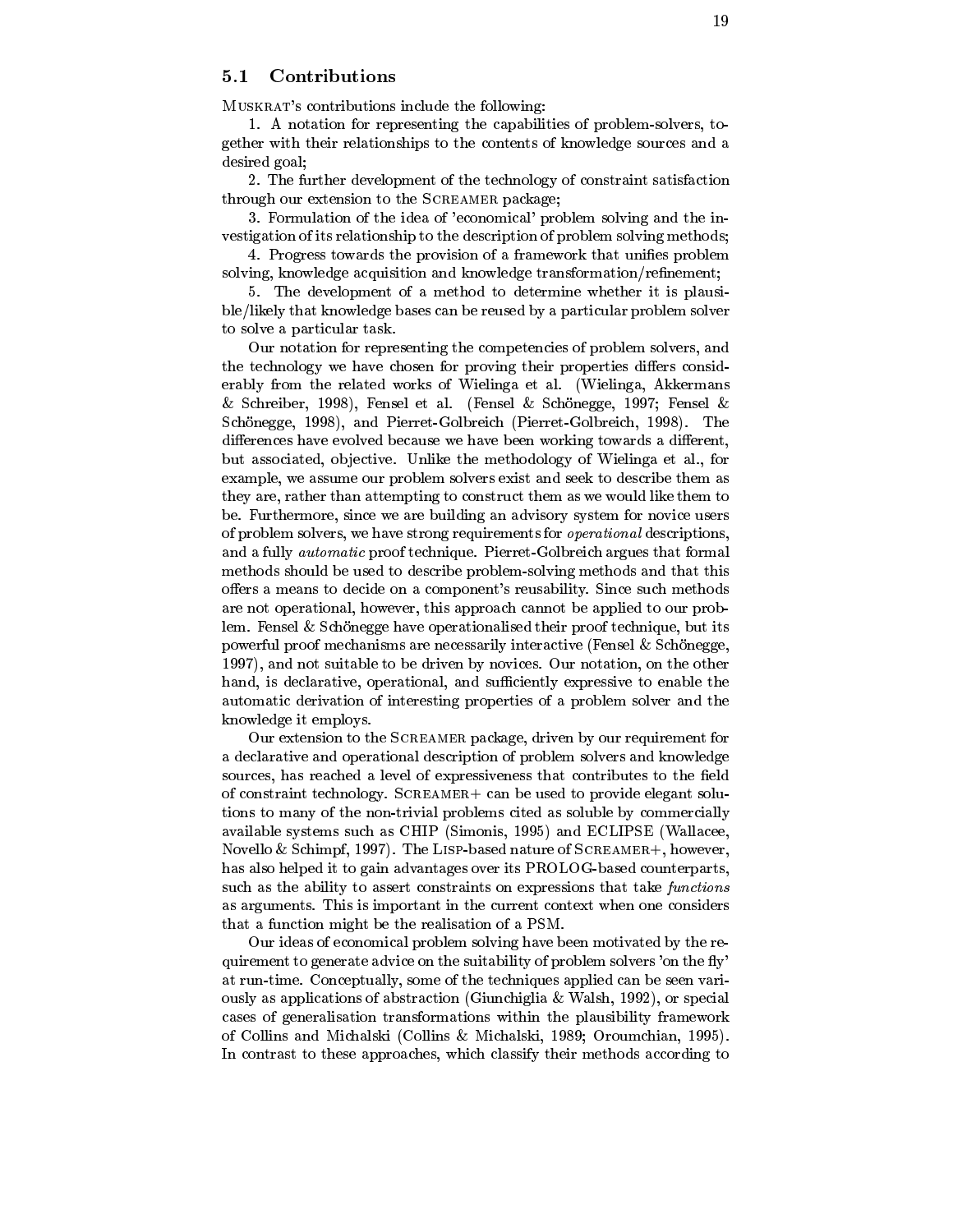## 5.1 Contributions

MUSKRAT's contributions include the following:

1. A notation for representing the capabilities of problem-solvers, together with their relationships to the contents of knowledge sources and a desired goal;

2. The further development of the technology of constraint satisfaction through our extension to the SCREAMER package;

3. Formulation of the idea of 'economical' problem solving and the investigation of its relationship to the description of problem solving methods;

4. Progress towards the provision of a framework that unifies problem solving, knowledge acquisition and knowledge transformation/refinement;

5. The development of a method to determine whether it is plausible/likely that knowledge bases can be reused by a particular problem solver to solve a particular task.

Our notation for representing the competencies of problem solvers, and the technology we have chosen for proving their properties differs considerably from the related works of Wielinga et al. (Wielinga, Akkermans & Schreiber, 1998), Fensel et al. (Fensel & Schönegge, 1997; Fensel & Schönegge, 1998), and Pierret-Golbreich (Pierret-Golbreich, 1998). The differences have evolved because we have been working towards a different, but associated, objective. Unlike the methodology of Wielinga et al., for example, we assume our problem solvers exist and seek to describe them as they are, rather than attempting to construct them as we would like them to be. Furthermore, since we are building an advisory system for novice users of problem solvers, we have strong requirements for *operational* descriptions, and a fully *automatic* proof technique. Pierret-Golbreich argues that formal methods should be used to describe problem-solving methods and that this offers a means to decide on a component's reusability. Since such methods are not operational, however, this approach cannot be applied to our problem. Fensel & Schönegge have operationalised their proof technique, but its powerful proof mechanisms are necessarily interactive (Fensel & Schönegge, 1997), and not suitable to be driven by novices. Our notation, on the other hand, is declarative, operational, and sufficiently expressive to enable the automatic derivation of interesting properties of a problem solver and the knowledge it employs.

Our extension to the SCREAMER package, driven by our requirement for a declarative and operational description of problem solvers and knowledge sources, has reached a level of expressiveness that contributes to the field of constraint technology. SCREAMER+ can be used to provide elegant solutions to many of the non-trivial problems cited as soluble by commercially available systems such as CHIP (Simonis, 1995) and ECLIPSE (Wallacee, Novello & Schimpf, 1997). The LISP-based nature of SCREAMER+, however, has also helped it to gain advantages over its PROLOG-based counterparts, such as the ability to assert constraints on expressions that take *functions* as arguments. This is important in the current context when one considers that a function might be the realisation of a PSM.

Our ideas of economical problem solving have been motivated by the requirement to generate advice on the suitability of problem solvers 'on the fly' at run-time. Conceptually, some of the techniques applied can be seen variously as applications of abstraction (Giunchiglia & Walsh, 1992), or special cases of generalisation transformations within the plausibility framework of Collins and Michalski (Collins & Michalski, 1989; Oroumchian, 1995). In contrast to these approaches, which classify their methods according to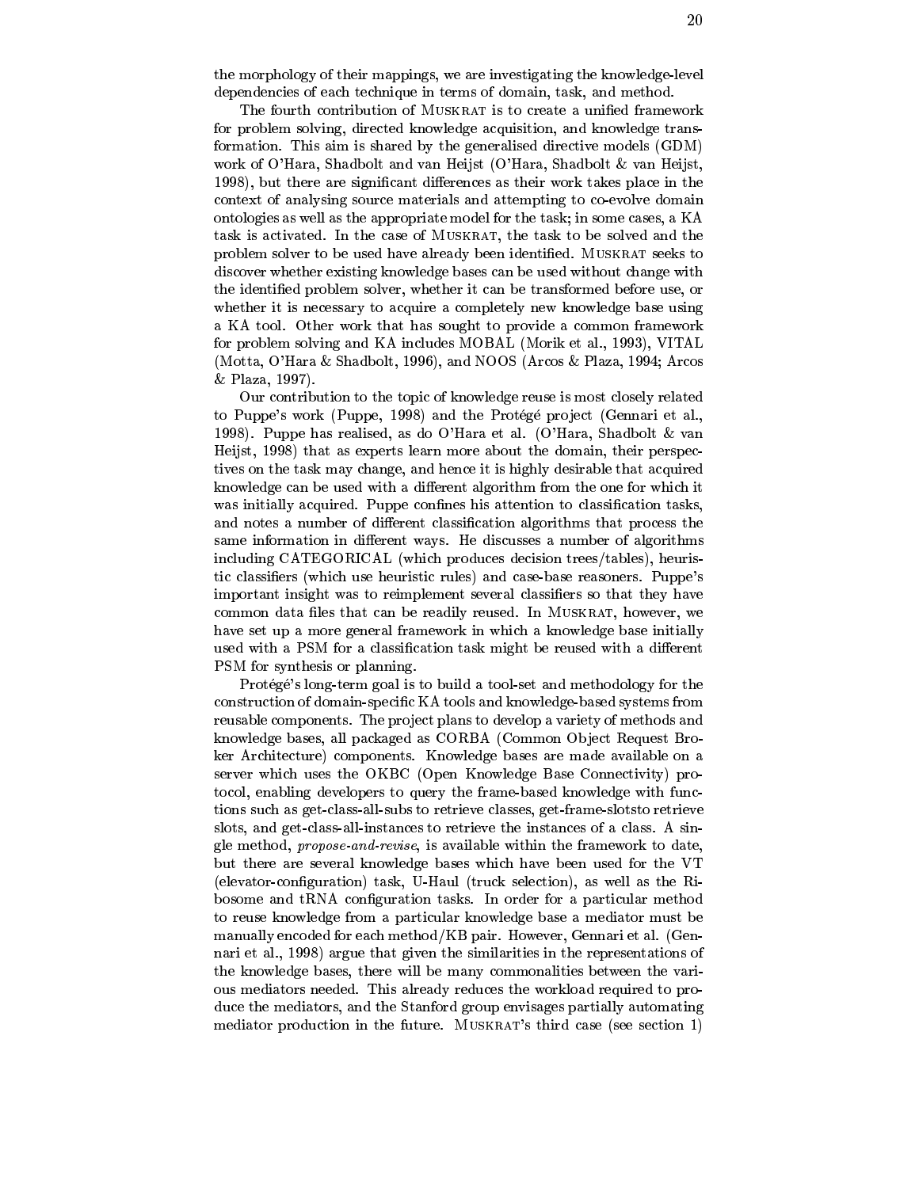the morphology of their mappings, we are investigating the knowledge-level dependencies of each technique in terms of domain, task, and method.

The fourth contribution of MUSKRAT is to create a unified framework for problem solving, directed knowledge acquisition, and knowledge transformation. This aim is shared by the generalised directive models (GDM) work of O'Hara, Shadbolt and van Heijst (O'Hara, Shadbolt & van Heijst, 1998), but there are significant differences as their work takes place in the context of analysing source materials and attempting to co-evolve domain ontologies as well as the appropriate model for the task; in some cases, a KA task is activated. In the case of MUSKRAT, the task to be solved and the problem solver to be used have already been identified. MUSKRAT seeks to discover whether existing knowledge bases can be used without change with the identified problem solver, whether it can be transformed before use, or whether it is necessary to acquire a completely new knowledge base using a KA tool. Other work that has sought to provide a common framework for problem solving and KA includes MOBAL (Morik et al., 1993), VITAL (Motta, O'Hara & Shadbolt, 1996), and NOOS (Arcos & Plaza, 1994; Arcos & Plaza, 1997).

Our contribution to the topic of knowledge reuse is most closely related to Puppe's work (Puppe, 1998) and the Protégé project (Gennari et al., 1998). Puppe has realised, as do O'Hara et al. (O'Hara, Shadbolt & van Heijst, 1998) that as experts learn more about the domain, their perspectives on the task may change, and hence it is highly desirable that acquired knowledge can be used with a different algorithm from the one for which it was initially acquired. Puppe confines his attention to classification tasks, and notes a number of different classification algorithms that process the same information in different ways. He discusses a number of algorithms including CATEGORICAL (which produces decision trees/tables), heuristic classifiers (which use heuristic rules) and case-base reasoners. Puppe's important insight was to reimplement several classifiers so that they have common data files that can be readily reused. In MUSKRAT, however, we have set up a more general framework in which a knowledge base initially used with a PSM for a classification task might be reused with a different PSM for synthesis or planning.

Protégé's long-term goal is to build a tool-set and methodology for the construction of domain-specific KA tools and knowledge-based systems from reusable components. The project plans to develop a variety of methods and knowledge bases, all packaged as CORBA (Common Object Request Broker Architecture) components. Knowledge bases are made available on a server which uses the OKBC (Open Knowledge Base Connectivity) protocol, enabling developers to query the frame-based knowledge with functions such as get-class-all-subs to retrieve classes, get-frame-slotsto retrieve slots, and get-class-all-instances to retrieve the instances of a class. A single method, *propose-and-revise*, is available within the framework to date, but there are several knowledge bases which have been used for the VT (elevator-configuration) task, U-Haul (truck selection), as well as the Ribosome and tRNA configuration tasks. In order for a particular method to reuse knowledge from a particular knowledge base a mediator must be manually encoded for each method/KB pair. However, Gennari et al. (Gennari et al., 1998) argue that given the similarities in the representations of the knowledge bases, there will be many commonalities between the various mediators needed. This already reduces the workload required to produce the mediators, and the Stanford group envisages partially automating mediator production in the future. MUSKRAT's third case (see section 1)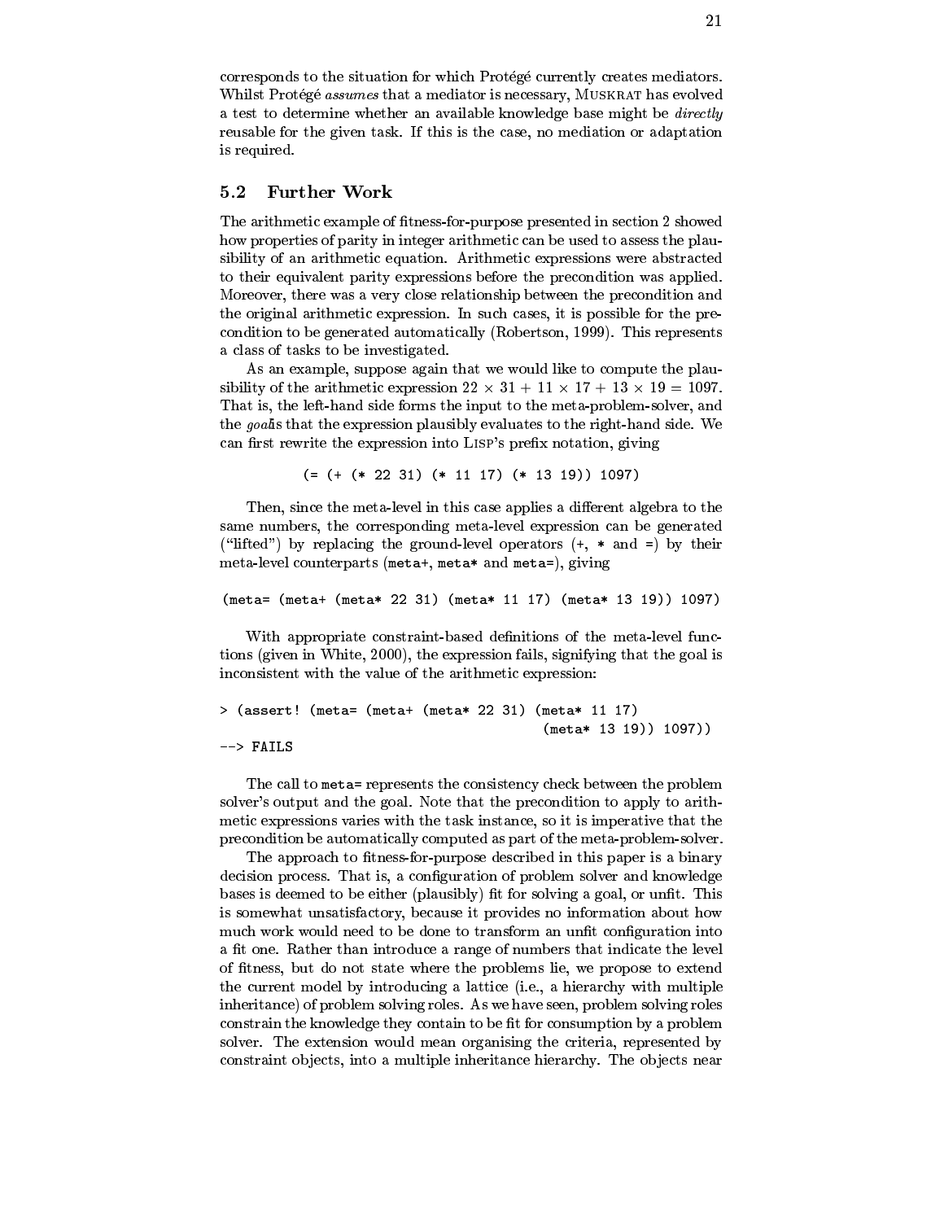corresponds to the situation for which Protégé currently creates mediators. Whilst Protégé *assumes* that a mediator is necessary, MUSKRAT has evolved a test to determine whether an available knowledge base might be *directly* reusable for the given task. If this is the case, no mediation or adaptation is required.

## 5.2 Further Work

The arithmetic example of fitness-for-purpose presented in section 2 showed how properties of parity in integer arithmetic can be used to assess the plausibility of an arithmetic equation. Arithmetic expressions were abstracted to their equivalent parity expressions before the precondition was applied. Moreover, there was a very close relationship between the precondition and the original arithmetic expression. In such cases, it is possible for the precondition to be generated automatically (Robertson, 1999). This represents a class of tasks to be investigated.

As an example, suppose again that we would like to compute the plausibility of the arithmetic expression $22 \times 31 + 11 \times 17 + 13 \times 19 = 1097$. That is, the left-hand side forms the input to the meta-problem-solver, and the *goal* is that the expression plausibly evaluates to the right-hand side. We can first rewrite the expression into LISP's prefix notation, giving

```
(= (+ (* 22 31) (* 11 17) (* 13 19)) 1097)
```

Then, since the meta-level in this case applies a different algebra to the same numbers, the corresponding meta-level expression can be generated ("lifted") by replacing the ground-level operators (+, * and =) by their meta-level counterparts (meta+, meta* and meta=), giving

```
(meta= (meta+ (meta* 22 31) (meta* 11 17) (meta* 13 19)) 1097)
```

With appropriate constraint-based definitions of the meta-level functions (given in White, 2000), the expression fails, signifying that the goal is inconsistent with the value of the arithmetic expression:

```
> (assert! (meta= (meta+ (meta* 22 31) (meta* 11 17)
                                        (meta* 13 19)) 1097))
--> FAILS
```

The call to meta= represents the consistency check between the problem solver's output and the goal. Note that the precondition to apply to arithmetic expressions varies with the task instance, so it is imperative that the precondition be automatically computed as part of the meta-problem-solver.

The approach to fitness-for-purpose described in this paper is a binary decision process. That is, a configuration of problem solver and knowledge bases is deemed to be either (plausibly) fit for solving a goal, or unfit. This is somewhat unsatisfactory, because it provides no information about how much work would need to be done to transform an unfit configuration into a fit one. Rather than introduce a range of numbers that indicate the level of fitness, but do not state where the problems lie, we propose to extend the current model by introducing a lattice (i.e., a hierarchy with multiple inheritance) of problem solving roles. As we have seen, problem solving roles constrain the knowledge they contain to be fit for consumption by a problem solver. The extension would mean organising the criteria, represented by constraint objects, into a multiple inheritance hierarchy. The objects near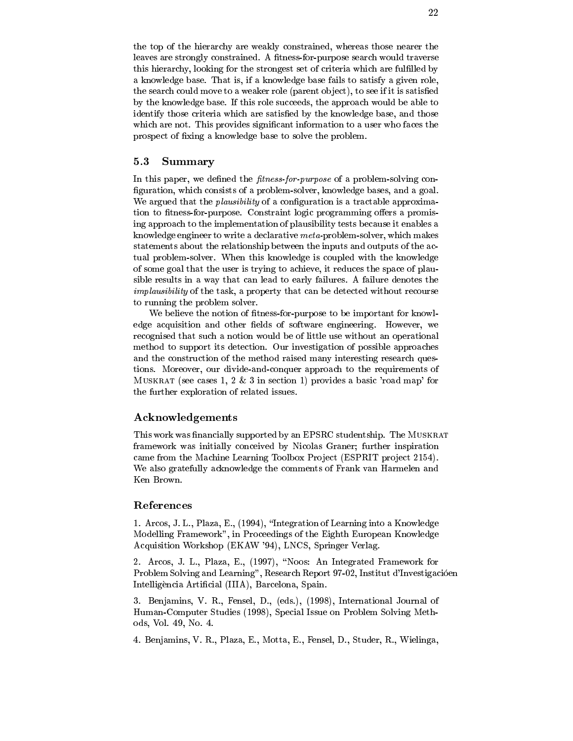the top of the hierarchy are weakly constrained, whereas those nearer the leaves are strongly constrained. A fitness-for-purpose search would traverse this hierarchy, looking for the strongest set of criteria which are fulfilled by a knowledge base. That is, if a knowledge base fails to satisfy a given role, the search could move to a weaker role (parent object), to see if it is satisfied by the knowledge base. If this role succeeds, the approach would be able to identify those criteria which are satisfied by the knowledge base, and those which are not. This provides significant information to a user who faces the prospect of fixing a knowledge base to solve the problem.

## 5.3 Summary

In this paper, we defined the *fitness-for-purpose* of a problem-solving configuration, which consists of a problem-solver, knowledge bases, and a goal. We argued that the *plausibility* of a configuration is a tractable approximation to fitness-for-purpose. Constraint logic programming offers a promising approach to the implementation of plausibility tests because it enables a knowledge engineer to write a declarative *meta*-problem-solver, which makes statements about the relationship between the inputs and outputs of the actual problem-solver. When this knowledge is coupled with the knowledge of some goal that the user is trying to achieve, it reduces the space of plausible results in a way that can lead to early failures. A failure denotes the *implausibility* of the task, a property that can be detected without recourse to running the problem solver.

We believe the notion of fitness-for-purpose to be important for knowledge acquisition and other fields of software engineering. However, we recognised that such a notion would be of little use without an operational method to support its detection. Our investigation of possible approaches and the construction of the method raised many interesting research questions. Moreover, our divide-and-conquer approach to the requirements of Muskrat (see cases 1, 2 & 3 in section 1) provides a basic 'road map' for the further exploration of related issues.

## Acknowledgements

This work was financially supported by an EPSRC studentship. The Muskrat framework was initially conceived by Nicolas Graner; further inspiration came from the Machine Learning Toolbox Project (ESPRIT project 2154). We also gratefully acknowledge the comments of Frank van Harmelen and Ken Brown.

## References

1. Arcos, J. L., Plaza, E., (1994), "Integration of Learning into a Knowledge Modelling Framework", in Proceedings of the Eighth European Knowledge Acquisition Workshop (EKAW '94), LNCS, Springer Verlag.

2. Arcos, J. L., Plaza, E., (1997), "Noos: An Integrated Framework for Problem Solving and Learning", Research Report 97-02, Institut d'Investigacióen Intelligència Artificial (IIIA), Barcelona, Spain.

3. Benjamins, V. R., Fensel, D., (eds.), (1998), International Journal of Human-Computer Studies (1998), Special Issue on Problem Solving Methods, Vol. 49, No. 4.

4. Benjamins, V. R., Plaza, E., Motta, E., Fensel, D., Studer, R., Wielinga,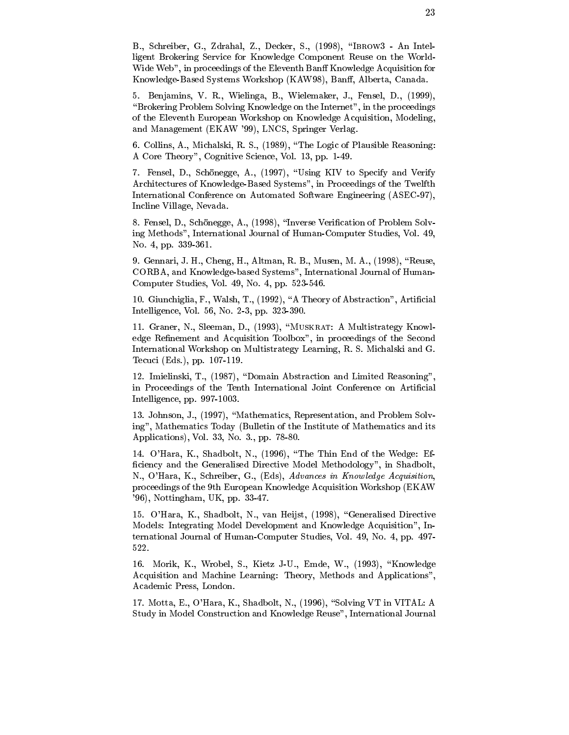B., Schreiber, G., Zdrahal, Z., Decker, S., (1998), "IBROW3 - An Intelligent Brokering Service for Knowledge Component Reuse on the World-Wide Web", in proceedings of the Eleventh Banff Knowledge Acquisition for Knowledge-Based Systems Workshop (KAW98), Banff, Alberta, Canada.

5. Benjamins, V. R., Wielinga, B., Wielemaker, J., Fensel, D., (1999), "Brokering Problem Solving Knowledge on the Internet", in the proceedings of the Eleventh European Workshop on Knowledge Acquisition, Modeling, and Management (EKAW '99), LNCS, Springer Verlag.

6. Collins, A., Michalski, R. S., (1989), "The Logic of Plausible Reasoning: A Core Theory", Cognitive Science, Vol. 13, pp. 1-49.

7. Fensel, D., Schönegge, A., (1997), "Using KIV to Specify and Verify Architectures of Knowledge-Based Systems", in Proceedings of the Twelfth International Conference on Automated Software Engineering (ASEC-97), Incline Village, Nevada.

8. Fensel, D., Schönegge, A., (1998), "Inverse Verification of Problem Solving Methods", International Journal of Human-Computer Studies, Vol. 49, No. 4, pp. 339-361.

9. Gennari, J. H., Cheng, H., Altman, R. B., Musen, M. A., (1998), "Reuse, CORBA, and Knowledge-based Systems", International Journal of Human-Computer Studies, Vol. 49, No. 4, pp. 523-546.

10. Giunchiglia, F., Walsh, T., (1992), "A Theory of Abstraction", Artificial Intelligence, Vol. 56, No. 2-3, pp. 323-390.

11. Graner, N., Sleeman, D., (1993), "MUSKRAT: A Multistrategy Knowledge Refinement and Acquisition Toolbox", in proceedings of the Second International Workshop on Multistrategy Learning, R. S. Michalski and G. Tecuci (Eds.), pp. 107-119.

12. Imielinski, T., (1987), "Domain Abstraction and Limited Reasoning", in Proceedings of the Tenth International Joint Conference on Artificial Intelligence, pp. 997-1003.

13. Johnson, J., (1997), "Mathematics, Representation, and Problem Solving", Mathematics Today (Bulletin of the Institute of Mathematics and its Applications), Vol. 33, No. 3., pp. 78-80.

14. O'Hara, K., Shadbolt, N., (1996), "The Thin End of the Wedge: Efficiency and the Generalised Directive Model Methodology", in Shadbolt, N., O'Hara, K., Schreiber, G., (Eds), *Advances in Knowledge Acquisition*, proceedings of the 9th European Knowledge Acquisition Workshop (EKAW '96), Nottingham, UK, pp. 33-47.

15. O'Hara, K., Shadbolt, N., van Heijst, (1998), "Generalised Directive Models: Integrating Model Development and Knowledge Acquisition", International Journal of Human-Computer Studies, Vol. 49, No. 4, pp. 497-522.

16. Morik, K., Wrobel, S., Kietz J-U., Emde, W., (1993), "Knowledge Acquisition and Machine Learning: Theory, Methods and Applications", Academic Press, London.

17. Motta, E., O'Hara, K., Shadbolt, N., (1996), "Solving VT in VITAL: A Study in Model Construction and Knowledge Reuse", International Journal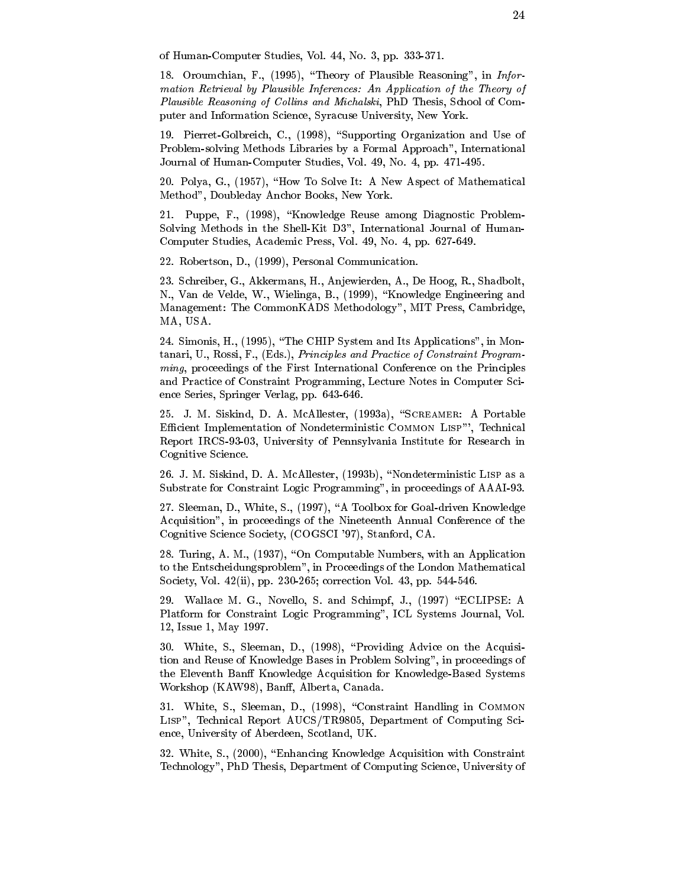of Human-Computer Studies, Vol. 44, No. 3, pp. 333-371.

18. Oroumchian, F., (1995), "Theory of Plausible Reasoning", in *Information Retrieval by Plausible Inferences: An Application of the Theory of Plausible Reasoning of Collins and Michalski*, PhD Thesis, School of Computer and Information Science, Syracuse University, New York.

19. Pierret-Golbreich, C., (1998), "Supporting Organization and Use of Problem-solving Methods Libraries by a Formal Approach", International Journal of Human-Computer Studies, Vol. 49, No. 4, pp. 471-495.

20. Polya, G., (1957), "How To Solve It: A New Aspect of Mathematical Method", Doubleday Anchor Books, New York.

21. Puppe, F., (1998), "Knowledge Reuse among Diagnostic Problem-Solving Methods in the Shell-Kit D3", International Journal of Human-Computer Studies, Academic Press, Vol. 49, No. 4, pp. 627-649.

22. Robertson, D., (1999), Personal Communication.

23. Schreiber, G., Akkermans, H., Anjewierden, A., De Hoog, R., Shadbolt, N., Van de Velde, W., Wielinga, B., (1999), "Knowledge Engineering and Management: The CommonKADS Methodology", MIT Press, Cambridge, MA, USA.

24. Simonis, H., (1995), "The CHIP System and Its Applications", in Montanari, U., Rossi, F., (Eds.), *Principles and Practice of Constraint Programming*, proceedings of the First International Conference on the Principles and Practice of Constraint Programming, Lecture Notes in Computer Science Series, Springer Verlag, pp. 643-646.

25. J. M. Siskind, D. A. McAllester, (1993a), "SCREAMER: A Portable Efficient Implementation of Nondeterministic COMMON LISP"', Technical Report IRCS-93-03, University of Pennsylvania Institute for Research in Cognitive Science.

26. J. M. Siskind, D. A. McAllester, (1993b), "Nondeterministic LISP as a Substrate for Constraint Logic Programming", in proceedings of AAAI-93.

27. Sleeman, D., White, S., (1997), "A Toolbox for Goal-driven Knowledge Acquisition", in proceedings of the Nineteenth Annual Conference of the Cognitive Science Society, (COGSCI '97), Stanford, CA.

28. Turing, A. M., (1937), "On Computable Numbers, with an Application to the Entscheidungsproblem", in Proceedings of the London Mathematical Society, Vol. 42(ii), pp. 230-265; correction Vol. 43, pp. 544-546.

29. Wallace M. G., Novello, S. and Schimpf, J., (1997) "ECLIPSE: A Platform for Constraint Logic Programming", ICL Systems Journal, Vol. 12, Issue 1, May 1997.

30. White, S., Sleeman, D., (1998), "Providing Advice on the Acquisition and Reuse of Knowledge Bases in Problem Solving", in proceedings of the Eleventh Banff Knowledge Acquisition for Knowledge-Based Systems Workshop (KAW98), Banff, Alberta, Canada.

31. White, S., Sleeman, D., (1998), "Constraint Handling in COMMON LISP", Technical Report AUCS/TR9805, Department of Computing Science, University of Aberdeen, Scotland, UK.

32. White, S., (2000), "Enhancing Knowledge Acquisition with Constraint Technology", PhD Thesis, Department of Computing Science, University of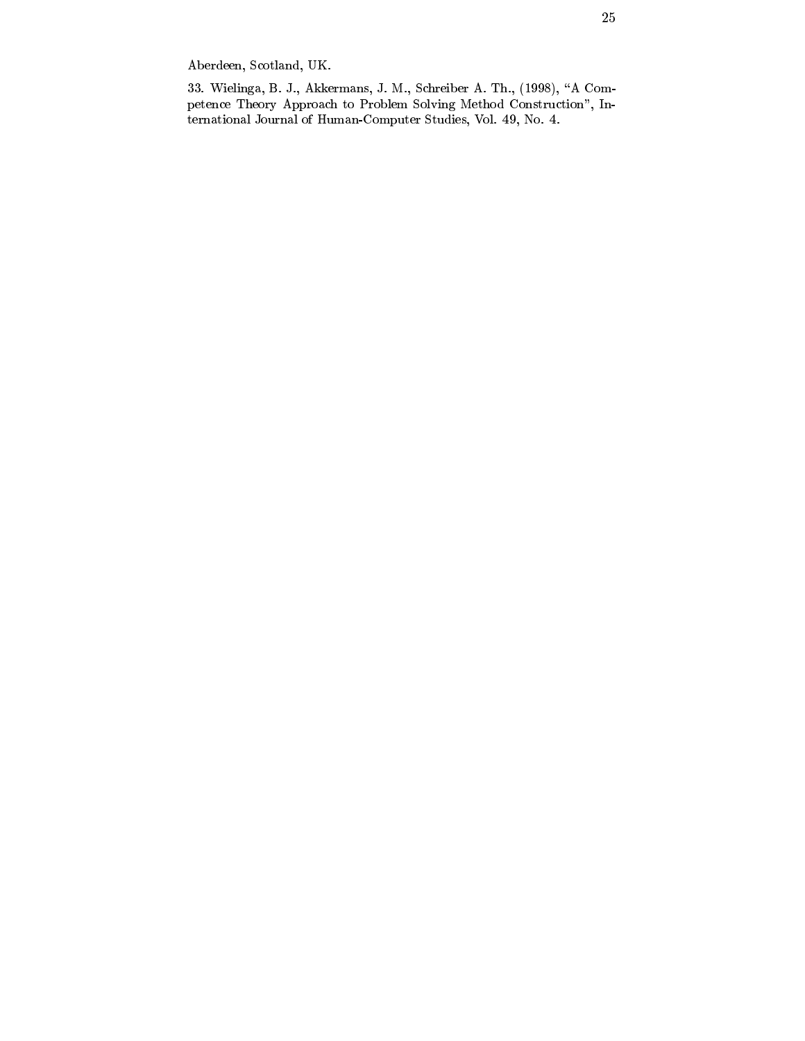Aberdeen, Scotland, UK.

33. Wielinga, B. J., Akkermans, J. M., Schreiber A. Th., (1998), "A Competence Theory Approach to Problem Solving Method Construction", International Journal of Human-Computer Studies, Vol. 49, No. 4.